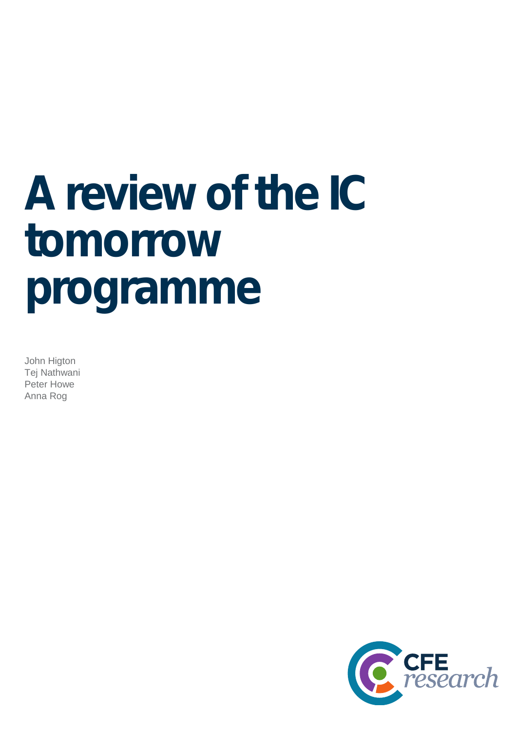# A review of the IC tomorrow programme

John Higton
Tej Nathwani
Peter Howe
Anna Rog

CFE research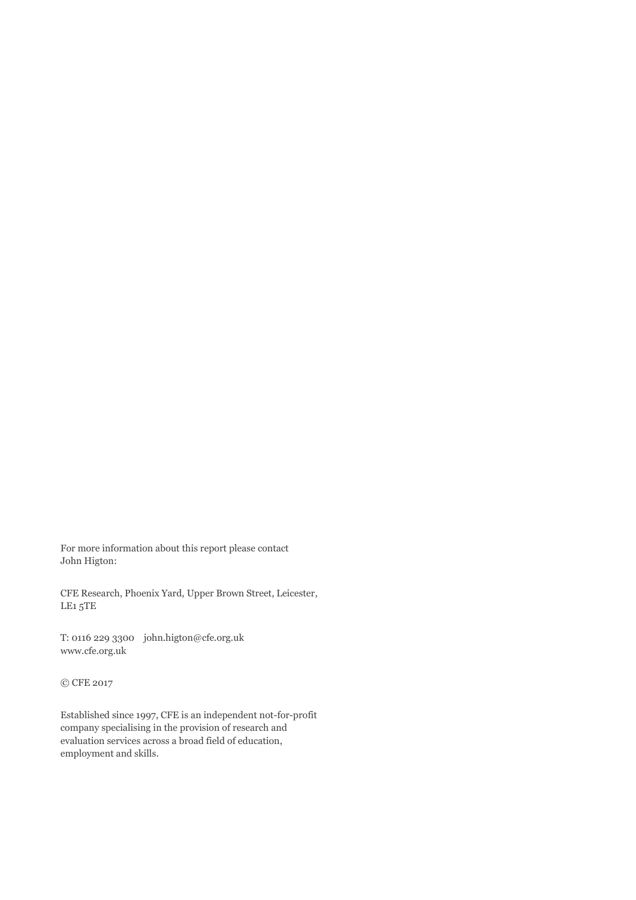For more information about this report please contact John Higton:

CFE Research, Phoenix Yard, Upper Brown Street, Leicester, LE1 5TE

T: 0116 229 3300    john.higton@cfe.org.uk
www.cfe.org.uk

© CFE 2017

Established since 1997, CFE is an independent not-for-profit company specialising in the provision of research and evaluation services across a broad field of education, employment and skills.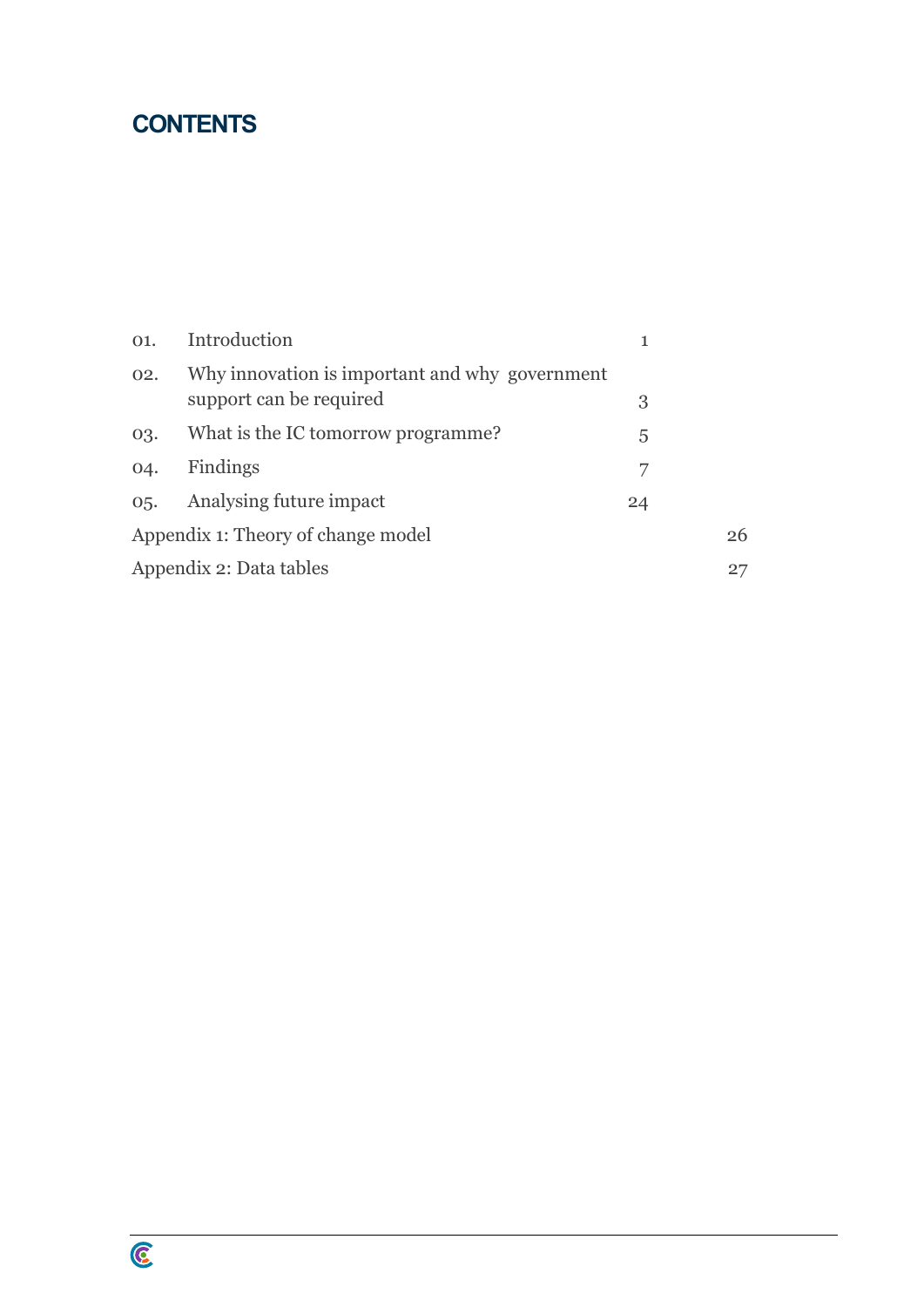# CONTENTS

| | | |
|---|---|---|
| 01. | Introduction | 1 |
| 02. | Why innovation is important and why government support can be required | 3 |
| 03. | What is the IC tomorrow programme? | 5 |
| 04. | Findings | 7 |
| 05. | Analysing future impact | 24 |
| Appendix 1: Theory of change model | | 26 |
| Appendix 2: Data tables | | 27 |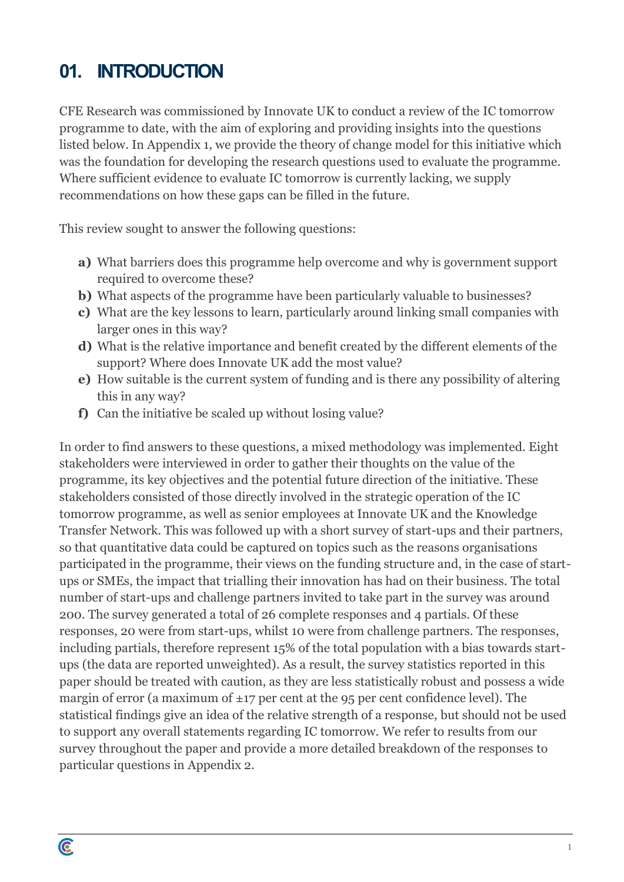# 01. INTRODUCTION

CFE Research was commissioned by Innovate UK to conduct a review of the IC tomorrow programme to date, with the aim of exploring and providing insights into the questions listed below. In Appendix 1, we provide the theory of change model for this initiative which was the foundation for developing the research questions used to evaluate the programme. Where sufficient evidence to evaluate IC tomorrow is currently lacking, we supply recommendations on how these gaps can be filled in the future.

This review sought to answer the following questions:

- **a)** What barriers does this programme help overcome and why is government support required to overcome these?
- **b)** What aspects of the programme have been particularly valuable to businesses?
- **c)** What are the key lessons to learn, particularly around linking small companies with larger ones in this way?
- **d)** What is the relative importance and benefit created by the different elements of the support? Where does Innovate UK add the most value?
- **e)** How suitable is the current system of funding and is there any possibility of altering this in any way?
- **f)** Can the initiative be scaled up without losing value?

In order to find answers to these questions, a mixed methodology was implemented. Eight stakeholders were interviewed in order to gather their thoughts on the value of the programme, its key objectives and the potential future direction of the initiative. These stakeholders consisted of those directly involved in the strategic operation of the IC tomorrow programme, as well as senior employees at Innovate UK and the Knowledge Transfer Network. This was followed up with a short survey of start-ups and their partners, so that quantitative data could be captured on topics such as the reasons organisations participated in the programme, their views on the funding structure and, in the case of start-ups or SMEs, the impact that trialling their innovation has had on their business. The total number of start-ups and challenge partners invited to take part in the survey was around 200. The survey generated a total of 26 complete responses and 4 partials. Of these responses, 20 were from start-ups, whilst 10 were from challenge partners. The responses, including partials, therefore represent 15% of the total population with a bias towards start-ups (the data are reported unweighted). As a result, the survey statistics reported in this paper should be treated with caution, as they are less statistically robust and possess a wide margin of error (a maximum of ±17 per cent at the 95 per cent confidence level). The statistical findings give an idea of the relative strength of a response, but should not be used to support any overall statements regarding IC tomorrow. We refer to results from our survey throughout the paper and provide a more detailed breakdown of the responses to particular questions in Appendix 2.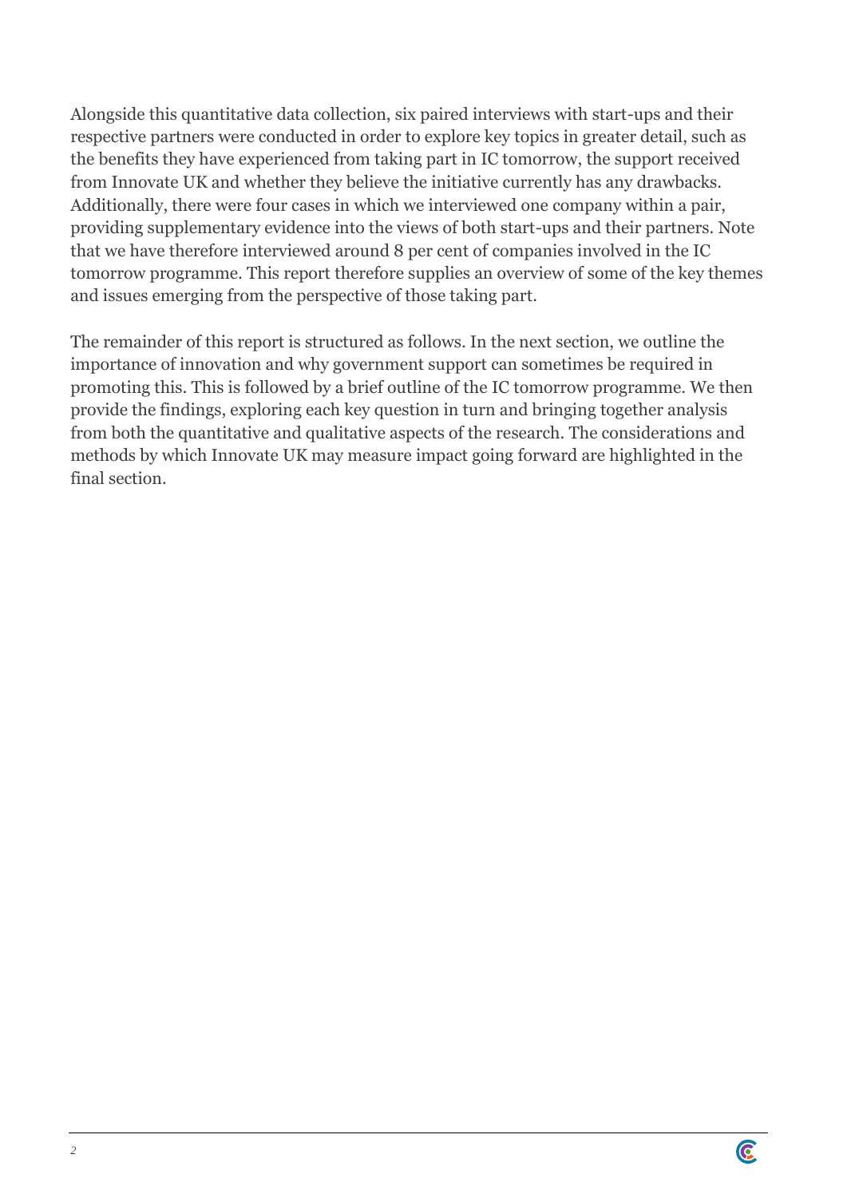Alongside this quantitative data collection, six paired interviews with start-ups and their respective partners were conducted in order to explore key topics in greater detail, such as the benefits they have experienced from taking part in IC tomorrow, the support received from Innovate UK and whether they believe the initiative currently has any drawbacks. Additionally, there were four cases in which we interviewed one company within a pair, providing supplementary evidence into the views of both start-ups and their partners. Note that we have therefore interviewed around 8 per cent of companies involved in the IC tomorrow programme. This report therefore supplies an overview of some of the key themes and issues emerging from the perspective of those taking part.

The remainder of this report is structured as follows. In the next section, we outline the importance of innovation and why government support can sometimes be required in promoting this. This is followed by a brief outline of the IC tomorrow programme. We then provide the findings, exploring each key question in turn and bringing together analysis from both the quantitative and qualitative aspects of the research. The considerations and methods by which Innovate UK may measure impact going forward are highlighted in the final section.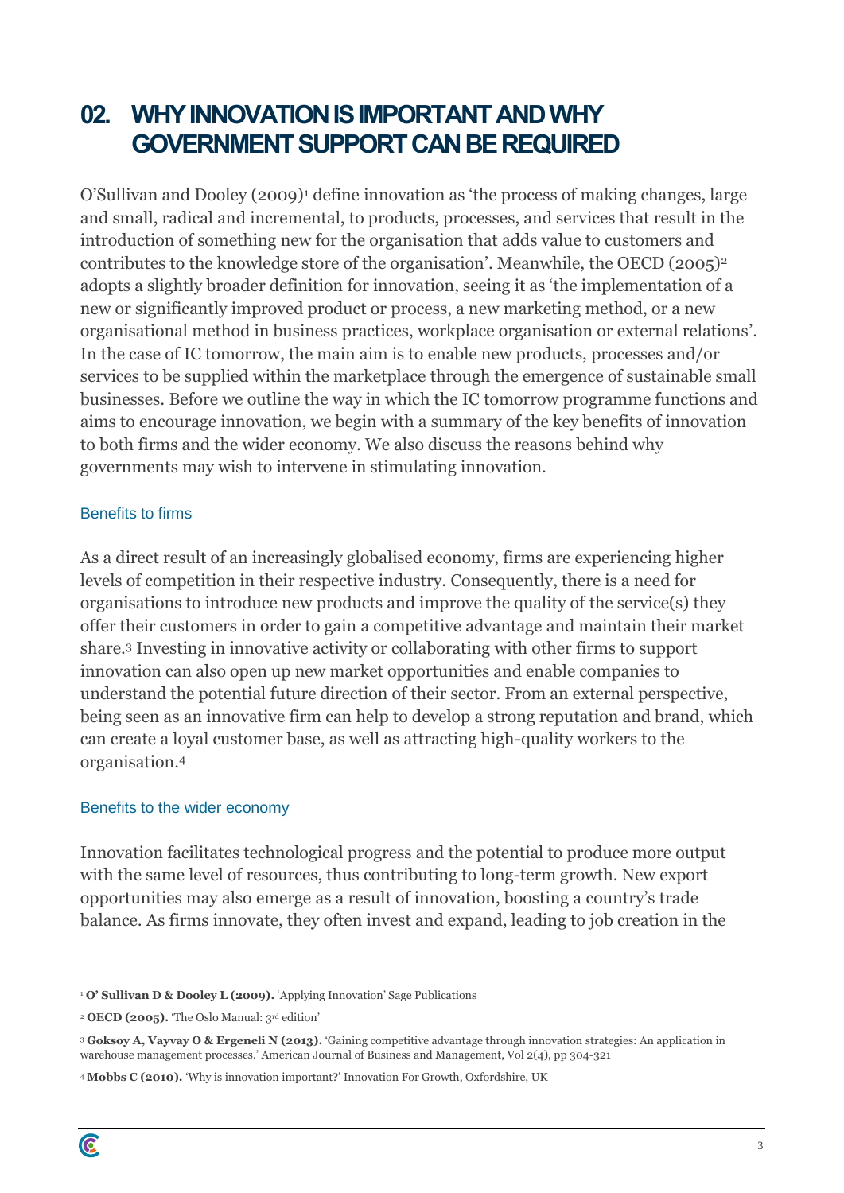## 02. WHY INNOVATION IS IMPORTANT AND WHY GOVERNMENT SUPPORT CAN BE REQUIRED

O'Sullivan and Dooley (2009)[1] define innovation as 'the process of making changes, large and small, radical and incremental, to products, processes, and services that result in the introduction of something new for the organisation that adds value to customers and contributes to the knowledge store of the organisation'. Meanwhile, the OECD (2005)[2] adopts a slightly broader definition for innovation, seeing it as 'the implementation of a new or significantly improved product or process, a new marketing method, or a new organisational method in business practices, workplace organisation or external relations'. In the case of IC tomorrow, the main aim is to enable new products, processes and/or services to be supplied within the marketplace through the emergence of sustainable small businesses. Before we outline the way in which the IC tomorrow programme functions and aims to encourage innovation, we begin with a summary of the key benefits of innovation to both firms and the wider economy. We also discuss the reasons behind why governments may wish to intervene in stimulating innovation.

### Benefits to firms

As a direct result of an increasingly globalised economy, firms are experiencing higher levels of competition in their respective industry. Consequently, there is a need for organisations to introduce new products and improve the quality of the service(s) they offer their customers in order to gain a competitive advantage and maintain their market share.[3] Investing in innovative activity or collaborating with other firms to support innovation can also open up new market opportunities and enable companies to understand the potential future direction of their sector. From an external perspective, being seen as an innovative firm can help to develop a strong reputation and brand, which can create a loyal customer base, as well as attracting high-quality workers to the organisation.[4]

### Benefits to the wider economy

Innovation facilitates technological progress and the potential to produce more output with the same level of resources, thus contributing to long-term growth. New export opportunities may also emerge as a result of innovation, boosting a country's trade balance. As firms innovate, they often invest and expand, leading to job creation in the

---

[1] **O' Sullivan D & Dooley L (2009).** 'Applying Innovation' Sage Publications

[2] **OECD (2005).** 'The Oslo Manual: 3rd edition'

[3] **Goksoy A, Vayvay O & Ergeneli N (2013).** 'Gaining competitive advantage through innovation strategies: An application in warehouse management processes.' American Journal of Business and Management, Vol 2(4), pp 304-321

[4] **Mobbs C (2010).** 'Why is innovation important?' Innovation For Growth, Oxfordshire, UK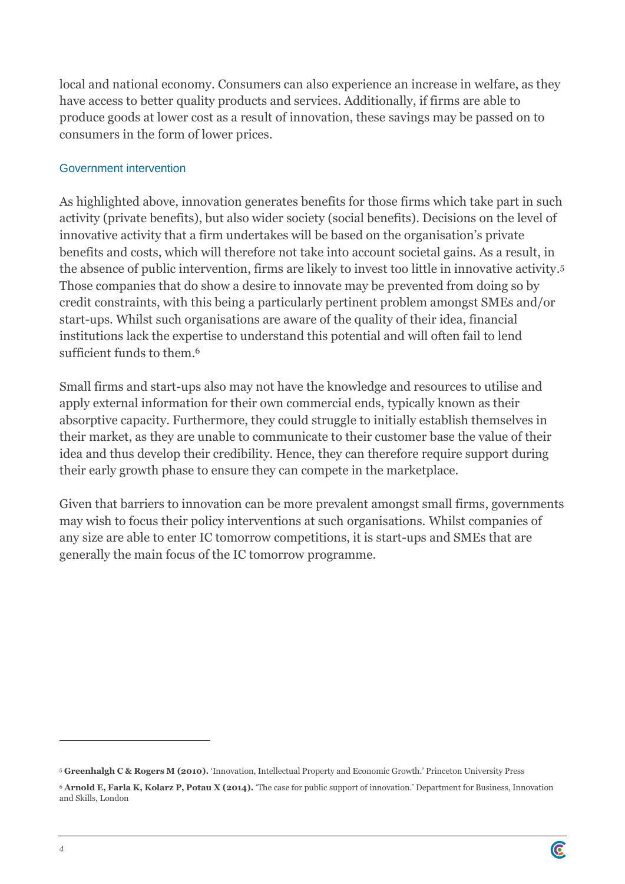local and national economy. Consumers can also experience an increase in welfare, as they have access to better quality products and services. Additionally, if firms are able to produce goods at lower cost as a result of innovation, these savings may be passed on to consumers in the form of lower prices.

## Government intervention

As highlighted above, innovation generates benefits for those firms which take part in such activity (private benefits), but also wider society (social benefits). Decisions on the level of innovative activity that a firm undertakes will be based on the organisation's private benefits and costs, which will therefore not take into account societal gains. As a result, in the absence of public intervention, firms are likely to invest too little in innovative activity.[5] Those companies that do show a desire to innovate may be prevented from doing so by credit constraints, with this being a particularly pertinent problem amongst SMEs and/or start-ups. Whilst such organisations are aware of the quality of their idea, financial institutions lack the expertise to understand this potential and will often fail to lend sufficient funds to them.[6]

Small firms and start-ups also may not have the knowledge and resources to utilise and apply external information for their own commercial ends, typically known as their absorptive capacity. Furthermore, they could struggle to initially establish themselves in their market, as they are unable to communicate to their customer base the value of their idea and thus develop their credibility. Hence, they can therefore require support during their early growth phase to ensure they can compete in the marketplace.

Given that barriers to innovation can be more prevalent amongst small firms, governments may wish to focus their policy interventions at such organisations. Whilst companies of any size are able to enter IC tomorrow competitions, it is start-ups and SMEs that are generally the main focus of the IC tomorrow programme.

---

[5] **Greenhalgh C & Rogers M (2010).** 'Innovation, Intellectual Property and Economic Growth.' Princeton University Press

[6] **Arnold E, Farla K, Kolarz P, Potau X (2014).** 'The case for public support of innovation.' Department for Business, Innovation and Skills, London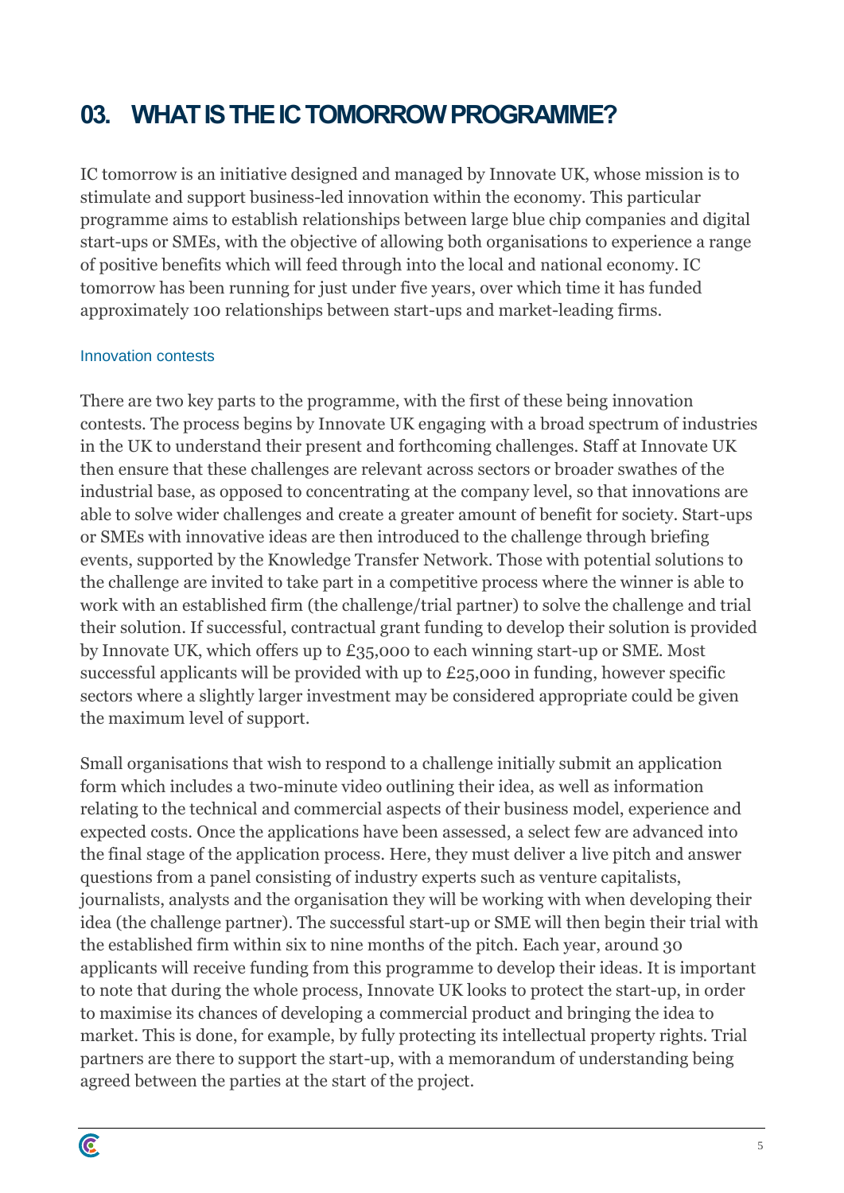## 03. WHAT IS THE IC TOMORROW PROGRAMME?

IC tomorrow is an initiative designed and managed by Innovate UK, whose mission is to stimulate and support business-led innovation within the economy. This particular programme aims to establish relationships between large blue chip companies and digital start-ups or SMEs, with the objective of allowing both organisations to experience a range of positive benefits which will feed through into the local and national economy. IC tomorrow has been running for just under five years, over which time it has funded approximately 100 relationships between start-ups and market-leading firms.

### Innovation contests

There are two key parts to the programme, with the first of these being innovation contests. The process begins by Innovate UK engaging with a broad spectrum of industries in the UK to understand their present and forthcoming challenges. Staff at Innovate UK then ensure that these challenges are relevant across sectors or broader swathes of the industrial base, as opposed to concentrating at the company level, so that innovations are able to solve wider challenges and create a greater amount of benefit for society. Start-ups or SMEs with innovative ideas are then introduced to the challenge through briefing events, supported by the Knowledge Transfer Network. Those with potential solutions to the challenge are invited to take part in a competitive process where the winner is able to work with an established firm (the challenge/trial partner) to solve the challenge and trial their solution. If successful, contractual grant funding to develop their solution is provided by Innovate UK, which offers up to £35,000 to each winning start-up or SME. Most successful applicants will be provided with up to £25,000 in funding, however specific sectors where a slightly larger investment may be considered appropriate could be given the maximum level of support.

Small organisations that wish to respond to a challenge initially submit an application form which includes a two-minute video outlining their idea, as well as information relating to the technical and commercial aspects of their business model, experience and expected costs. Once the applications have been assessed, a select few are advanced into the final stage of the application process. Here, they must deliver a live pitch and answer questions from a panel consisting of industry experts such as venture capitalists, journalists, analysts and the organisation they will be working with when developing their idea (the challenge partner). The successful start-up or SME will then begin their trial with the established firm within six to nine months of the pitch. Each year, around 30 applicants will receive funding from this programme to develop their ideas. It is important to note that during the whole process, Innovate UK looks to protect the start-up, in order to maximise its chances of developing a commercial product and bringing the idea to market. This is done, for example, by fully protecting its intellectual property rights. Trial partners are there to support the start-up, with a memorandum of understanding being agreed between the parties at the start of the project.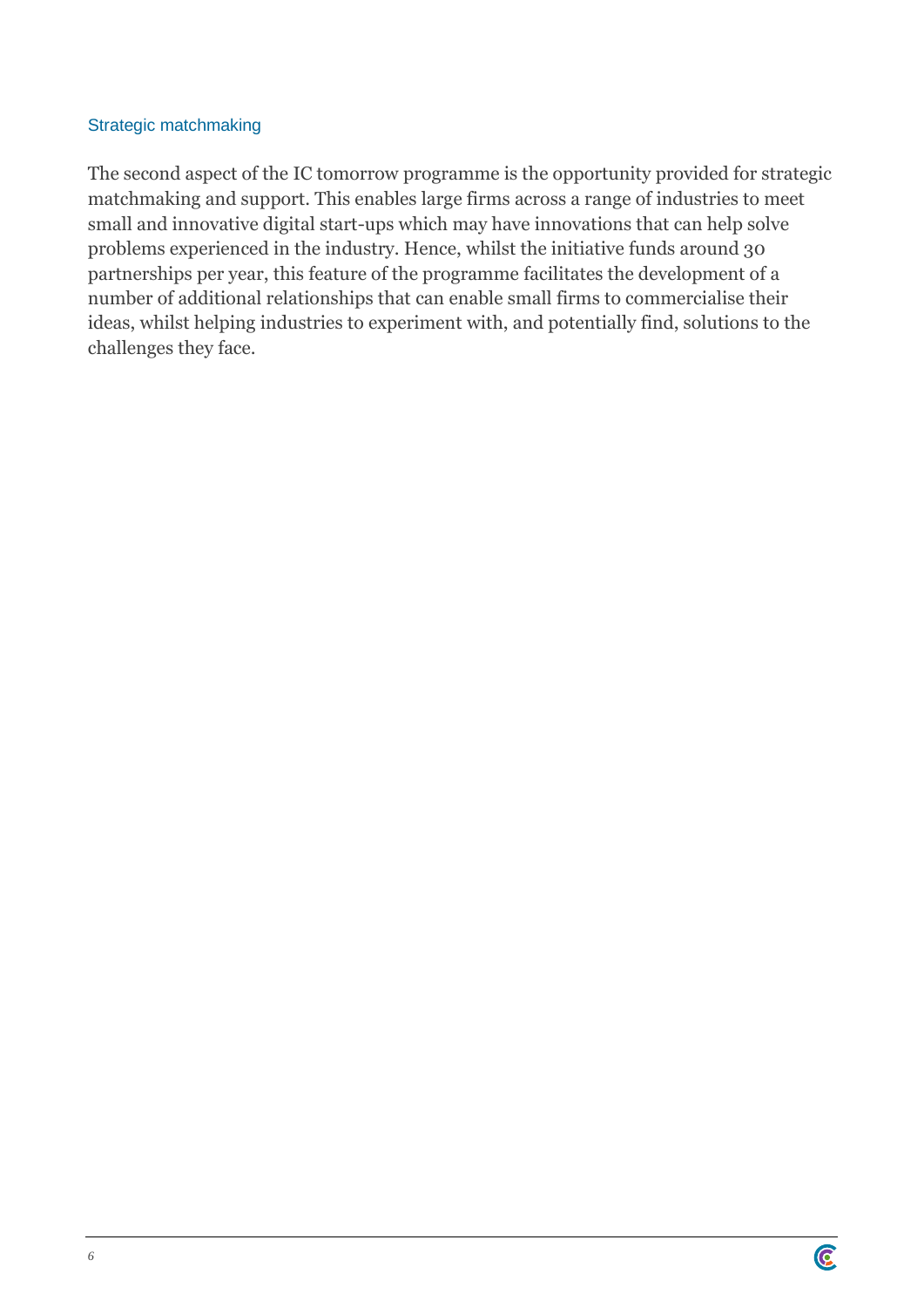### Strategic matchmaking

The second aspect of the IC tomorrow programme is the opportunity provided for strategic matchmaking and support. This enables large firms across a range of industries to meet small and innovative digital start-ups which may have innovations that can help solve problems experienced in the industry. Hence, whilst the initiative funds around 30 partnerships per year, this feature of the programme facilitates the development of a number of additional relationships that can enable small firms to commercialise their ideas, whilst helping industries to experiment with, and potentially find, solutions to the challenges they face.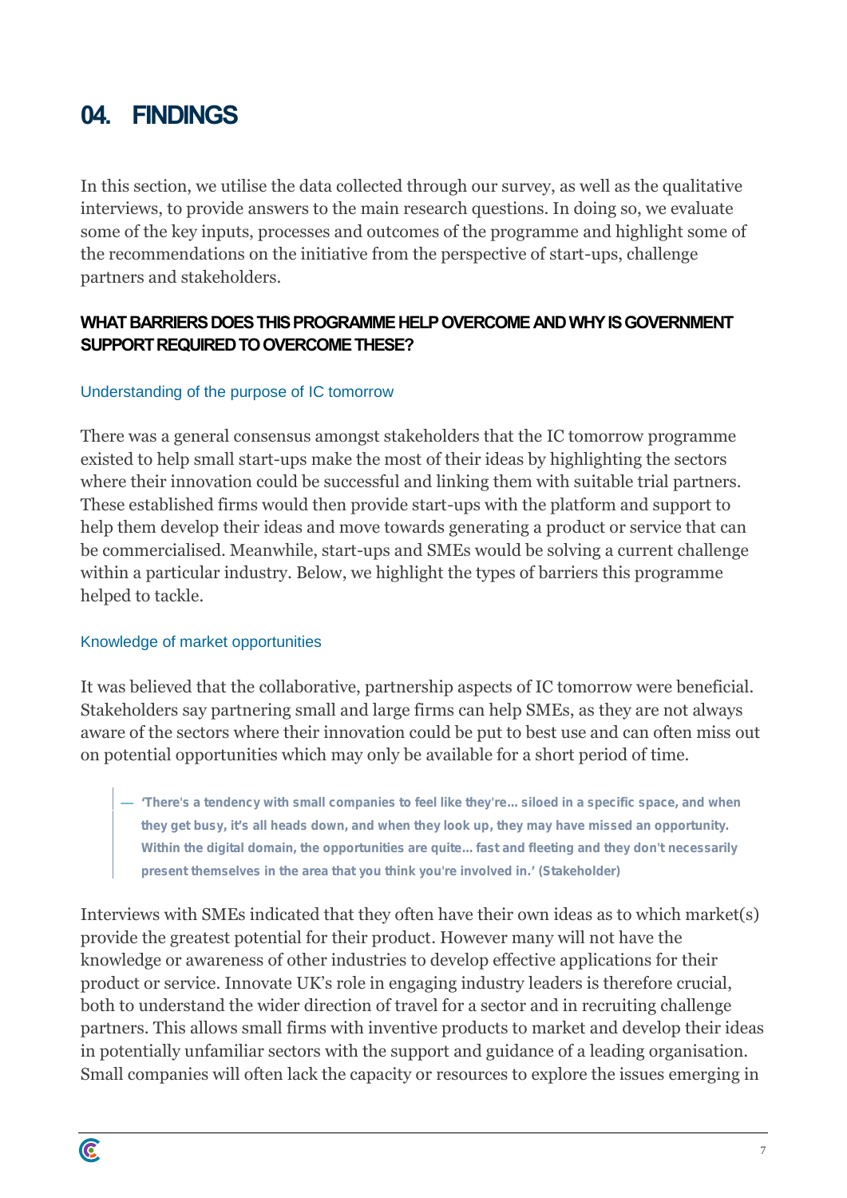# 04. FINDINGS

In this section, we utilise the data collected through our survey, as well as the qualitative interviews, to provide answers to the main research questions. In doing so, we evaluate some of the key inputs, processes and outcomes of the programme and highlight some of the recommendations on the initiative from the perspective of start-ups, challenge partners and stakeholders.

## WHAT BARRIERS DOES THIS PROGRAMME HELP OVERCOME AND WHY IS GOVERNMENT SUPPORT REQUIRED TO OVERCOME THESE?

### Understanding of the purpose of IC tomorrow

There was a general consensus amongst stakeholders that the IC tomorrow programme existed to help small start-ups make the most of their ideas by highlighting the sectors where their innovation could be successful and linking them with suitable trial partners. These established firms would then provide start-ups with the platform and support to help them develop their ideas and move towards generating a product or service that can be commercialised. Meanwhile, start-ups and SMEs would be solving a current challenge within a particular industry. Below, we highlight the types of barriers this programme helped to tackle.

### Knowledge of market opportunities

It was believed that the collaborative, partnership aspects of IC tomorrow were beneficial. Stakeholders say partnering small and large firms can help SMEs, as they are not always aware of the sectors where their innovation could be put to best use and can often miss out on potential opportunities which may only be available for a short period of time.

> — **'There's a tendency with small companies to feel like they're… siloed in a specific space, and when they get busy, it's all heads down, and when they look up, they may have missed an opportunity. Within the digital domain, the opportunities are quite… fast and fleeting and they don't necessarily present themselves in the area that you think you're involved in.' (Stakeholder)**

Interviews with SMEs indicated that they often have their own ideas as to which market(s) provide the greatest potential for their product. However many will not have the knowledge or awareness of other industries to develop effective applications for their product or service. Innovate UK's role in engaging industry leaders is therefore crucial, both to understand the wider direction of travel for a sector and in recruiting challenge partners. This allows small firms with inventive products to market and develop their ideas in potentially unfamiliar sectors with the support and guidance of a leading organisation. Small companies will often lack the capacity or resources to explore the issues emerging in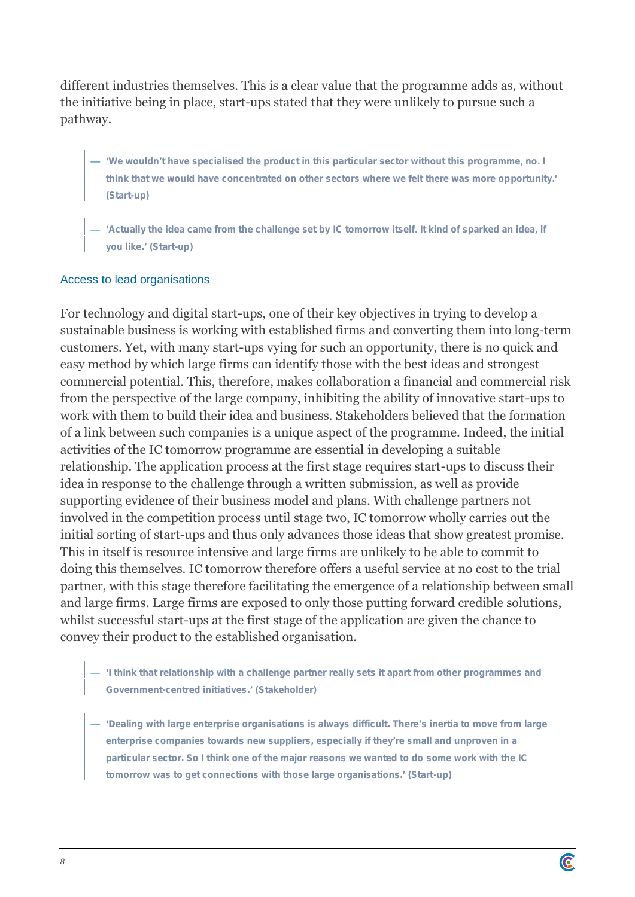different industries themselves. This is a clear value that the programme adds as, without the initiative being in place, start-ups stated that they were unlikely to pursue such a pathway.

> — **'We wouldn't have specialised the product in this particular sector without this programme, no. I think that we would have concentrated on other sectors where we felt there was more opportunity.' (Start-up)**

> — **'Actually the idea came from the challenge set by IC tomorrow itself. It kind of sparked an idea, if you like.' (Start-up)**

### Access to lead organisations

For technology and digital start-ups, one of their key objectives in trying to develop a sustainable business is working with established firms and converting them into long-term customers. Yet, with many start-ups vying for such an opportunity, there is no quick and easy method by which large firms can identify those with the best ideas and strongest commercial potential. This, therefore, makes collaboration a financial and commercial risk from the perspective of the large company, inhibiting the ability of innovative start-ups to work with them to build their idea and business. Stakeholders believed that the formation of a link between such companies is a unique aspect of the programme. Indeed, the initial activities of the IC tomorrow programme are essential in developing a suitable relationship. The application process at the first stage requires start-ups to discuss their idea in response to the challenge through a written submission, as well as provide supporting evidence of their business model and plans. With challenge partners not involved in the competition process until stage two, IC tomorrow wholly carries out the initial sorting of start-ups and thus only advances those ideas that show greatest promise. This in itself is resource intensive and large firms are unlikely to be able to commit to doing this themselves. IC tomorrow therefore offers a useful service at no cost to the trial partner, with this stage therefore facilitating the emergence of a relationship between small and large firms. Large firms are exposed to only those putting forward credible solutions, whilst successful start-ups at the first stage of the application are given the chance to convey their product to the established organisation.

> — **'I think that relationship with a challenge partner really sets it apart from other programmes and Government-centred initiatives.' (Stakeholder)**

> — **'Dealing with large enterprise organisations is always difficult. There's inertia to move from large enterprise companies towards new suppliers, especially if they're small and unproven in a particular sector. So I think one of the major reasons we wanted to do some work with the IC tomorrow was to get connections with those large organisations.' (Start-up)**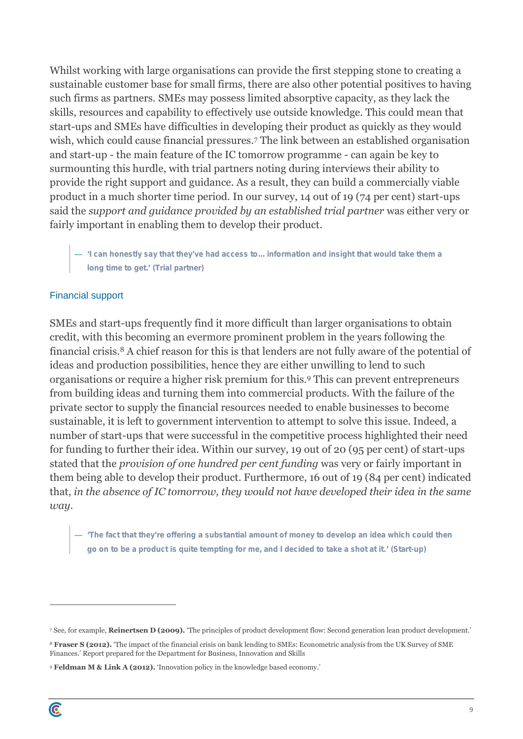Whilst working with large organisations can provide the first stepping stone to creating a sustainable customer base for small firms, there are also other potential positives to having such firms as partners. SMEs may possess limited absorptive capacity, as they lack the skills, resources and capability to effectively use outside knowledge. This could mean that start-ups and SMEs have difficulties in developing their product as quickly as they would wish, which could cause financial pressures.[7] The link between an established organisation and start-up - the main feature of the IC tomorrow programme - can again be key to surmounting this hurdle, with trial partners noting during interviews their ability to provide the right support and guidance. As a result, they can build a commercially viable product in a much shorter time period. In our survey, 14 out of 19 (74 per cent) start-ups said the *support and guidance provided by an established trial partner* was either very or fairly important in enabling them to develop their product.

> — **'I can honestly say that they've had access to… information and insight that would take them a long time to get.' (Trial partner)**

### Financial support

SMEs and start-ups frequently find it more difficult than larger organisations to obtain credit, with this becoming an evermore prominent problem in the years following the financial crisis.[8] A chief reason for this is that lenders are not fully aware of the potential of ideas and production possibilities, hence they are either unwilling to lend to such organisations or require a higher risk premium for this.[9] This can prevent entrepreneurs from building ideas and turning them into commercial products. With the failure of the private sector to supply the financial resources needed to enable businesses to become sustainable, it is left to government intervention to attempt to solve this issue. Indeed, a number of start-ups that were successful in the competitive process highlighted their need for funding to further their idea. Within our survey, 19 out of 20 (95 per cent) of start-ups stated that the *provision of one hundred per cent funding* was very or fairly important in them being able to develop their product. Furthermore, 16 out of 19 (84 per cent) indicated that, *in the absence of IC tomorrow, they would not have developed their idea in the same way*.

> — **'The fact that they're offering a substantial amount of money to develop an idea which could then go on to be a product is quite tempting for me, and I decided to take a shot at it.' (Start-up)**

---

[7] See, for example, **Reinertsen D (2009).** 'The principles of product development flow: Second generation lean product development.'

[8] **Fraser S (2012).** 'The impact of the financial crisis on bank lending to SMEs: Econometric analysis from the UK Survey of SME Finances.' Report prepared for the Department for Business, Innovation and Skills

[9] **Feldman M & Link A (2012).** 'Innovation policy in the knowledge based economy.'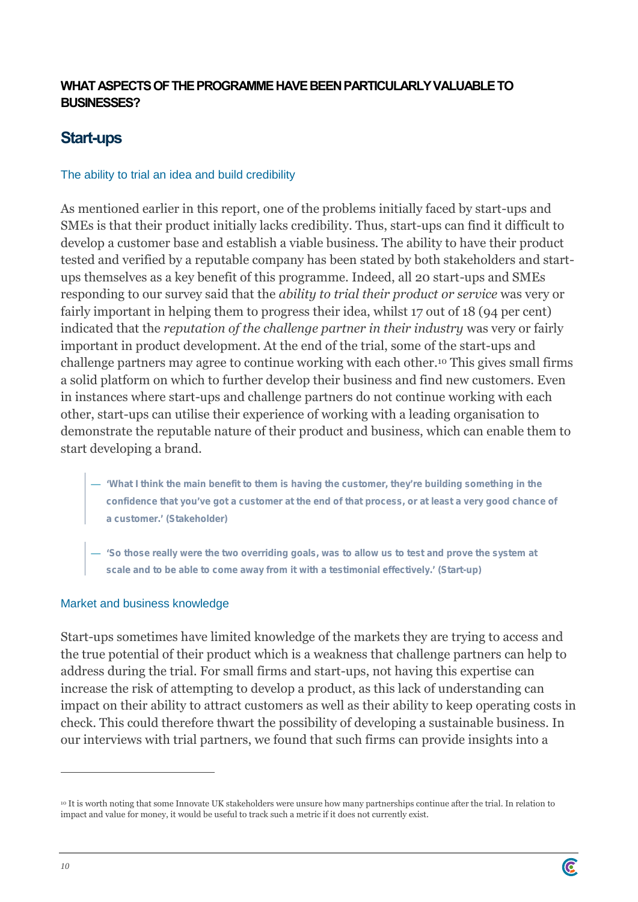### WHAT ASPECTS OF THE PROGRAMME HAVE BEEN PARTICULARLY VALUABLE TO BUSINESSES?

## Start-ups

#### The ability to trial an idea and build credibility

As mentioned earlier in this report, one of the problems initially faced by start-ups and SMEs is that their product initially lacks credibility. Thus, start-ups can find it difficult to develop a customer base and establish a viable business. The ability to have their product tested and verified by a reputable company has been stated by both stakeholders and start-ups themselves as a key benefit of this programme. Indeed, all 20 start-ups and SMEs responding to our survey said that the *ability to trial their product or service* was very or fairly important in helping them to progress their idea, whilst 17 out of 18 (94 per cent) indicated that the *reputation of the challenge partner in their industry* was very or fairly important in product development. At the end of the trial, some of the start-ups and challenge partners may agree to continue working with each other.[10] This gives small firms a solid platform on which to further develop their business and find new customers. Even in instances where start-ups and challenge partners do not continue working with each other, start-ups can utilise their experience of working with a leading organisation to demonstrate the reputable nature of their product and business, which can enable them to start developing a brand.

> — **'What I think the main benefit to them is having the customer, they're building something in the confidence that you've got a customer at the end of that process, or at least a very good chance of a customer.' (Stakeholder)**

> — **'So those really were the two overriding goals, was to allow us to test and prove the system at scale and to be able to come away from it with a testimonial effectively.' (Start-up)**

#### Market and business knowledge

Start-ups sometimes have limited knowledge of the markets they are trying to access and the true potential of their product which is a weakness that challenge partners can help to address during the trial. For small firms and start-ups, not having this expertise can increase the risk of attempting to develop a product, as this lack of understanding can impact on their ability to attract customers as well as their ability to keep operating costs in check. This could therefore thwart the possibility of developing a sustainable business. In our interviews with trial partners, we found that such firms can provide insights into a

[10] It is worth noting that some Innovate UK stakeholders were unsure how many partnerships continue after the trial. In relation to impact and value for money, it would be useful to track such a metric if it does not currently exist.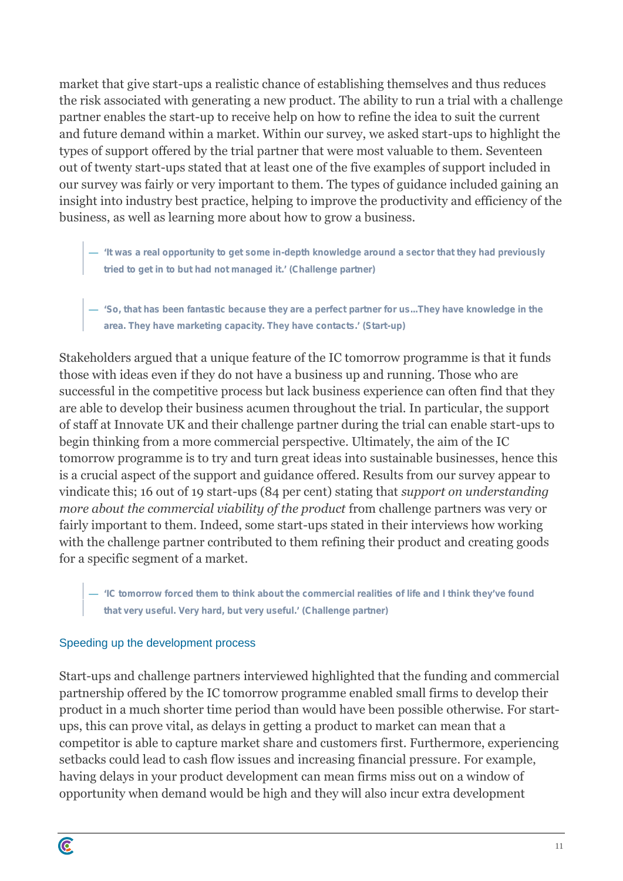market that give start-ups a realistic chance of establishing themselves and thus reduces the risk associated with generating a new product. The ability to run a trial with a challenge partner enables the start-up to receive help on how to refine the idea to suit the current and future demand within a market. Within our survey, we asked start-ups to highlight the types of support offered by the trial partner that were most valuable to them. Seventeen out of twenty start-ups stated that at least one of the five examples of support included in our survey was fairly or very important to them. The types of guidance included gaining an insight into industry best practice, helping to improve the productivity and efficiency of the business, as well as learning more about how to grow a business.

> — **'It was a real opportunity to get some in-depth knowledge around a sector that they had previously tried to get in to but had not managed it.' (Challenge partner)**

> — **'So, that has been fantastic because they are a perfect partner for us…They have knowledge in the area. They have marketing capacity. They have contacts.' (Start-up)**

Stakeholders argued that a unique feature of the IC tomorrow programme is that it funds those with ideas even if they do not have a business up and running. Those who are successful in the competitive process but lack business experience can often find that they are able to develop their business acumen throughout the trial. In particular, the support of staff at Innovate UK and their challenge partner during the trial can enable start-ups to begin thinking from a more commercial perspective. Ultimately, the aim of the IC tomorrow programme is to try and turn great ideas into sustainable businesses, hence this is a crucial aspect of the support and guidance offered. Results from our survey appear to vindicate this; 16 out of 19 start-ups (84 per cent) stating that *support on understanding more about the commercial viability of the product* from challenge partners was very or fairly important to them. Indeed, some start-ups stated in their interviews how working with the challenge partner contributed to them refining their product and creating goods for a specific segment of a market.

> — **'IC tomorrow forced them to think about the commercial realities of life and I think they've found that very useful. Very hard, but very useful.' (Challenge partner)**

### Speeding up the development process

Start-ups and challenge partners interviewed highlighted that the funding and commercial partnership offered by the IC tomorrow programme enabled small firms to develop their product in a much shorter time period than would have been possible otherwise. For start-ups, this can prove vital, as delays in getting a product to market can mean that a competitor is able to capture market share and customers first. Furthermore, experiencing setbacks could lead to cash flow issues and increasing financial pressure. For example, having delays in your product development can mean firms miss out on a window of opportunity when demand would be high and they will also incur extra development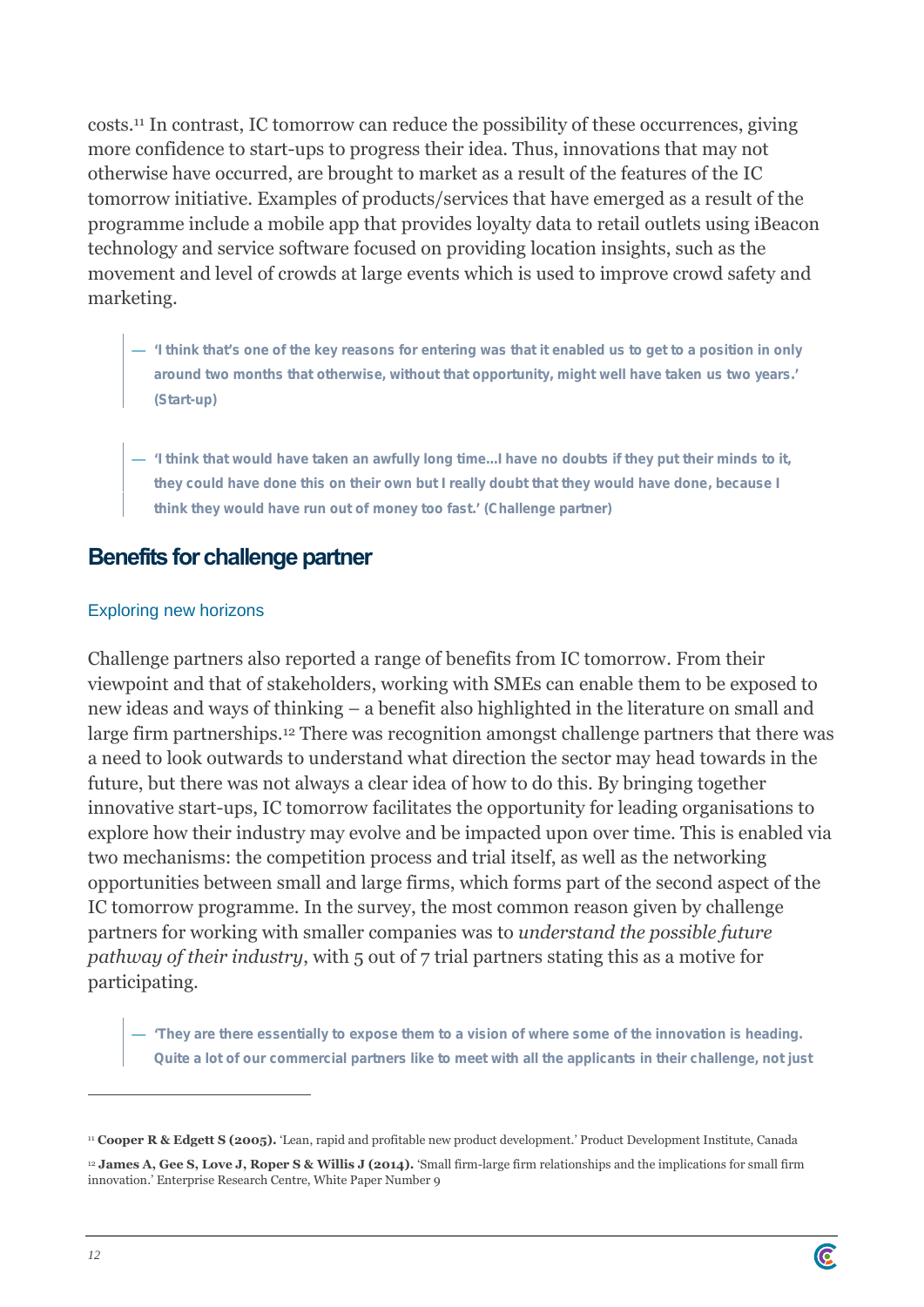costs.[11] In contrast, IC tomorrow can reduce the possibility of these occurrences, giving more confidence to start-ups to progress their idea. Thus, innovations that may not otherwise have occurred, are brought to market as a result of the features of the IC tomorrow initiative. Examples of products/services that have emerged as a result of the programme include a mobile app that provides loyalty data to retail outlets using iBeacon technology and service software focused on providing location insights, such as the movement and level of crowds at large events which is used to improve crowd safety and marketing.

> — **'I think that's one of the key reasons for entering was that it enabled us to get to a position in only around two months that otherwise, without that opportunity, might well have taken us two years.' (Start-up)**

> — **'I think that would have taken an awfully long time…I have no doubts if they put their minds to it, they could have done this on their own but I really doubt that they would have done, because I think they would have run out of money too fast.' (Challenge partner)**

## Benefits for challenge partner

### Exploring new horizons

Challenge partners also reported a range of benefits from IC tomorrow. From their viewpoint and that of stakeholders, working with SMEs can enable them to be exposed to new ideas and ways of thinking – a benefit also highlighted in the literature on small and large firm partnerships.[12] There was recognition amongst challenge partners that there was a need to look outwards to understand what direction the sector may head towards in the future, but there was not always a clear idea of how to do this. By bringing together innovative start-ups, IC tomorrow facilitates the opportunity for leading organisations to explore how their industry may evolve and be impacted upon over time. This is enabled via two mechanisms: the competition process and trial itself, as well as the networking opportunities between small and large firms, which forms part of the second aspect of the IC tomorrow programme. In the survey, the most common reason given by challenge partners for working with smaller companies was to *understand the possible future pathway of their industry*, with 5 out of 7 trial partners stating this as a motive for participating.

> — **'They are there essentially to expose them to a vision of where some of the innovation is heading. Quite a lot of our commercial partners like to meet with all the applicants in their challenge, not just**

---

[11] **Cooper R & Edgett S (2005).** 'Lean, rapid and profitable new product development.' Product Development Institute, Canada

[12] **James A, Gee S, Love J, Roper S & Willis J (2014).** 'Small firm-large firm relationships and the implications for small firm innovation.' Enterprise Research Centre, White Paper Number 9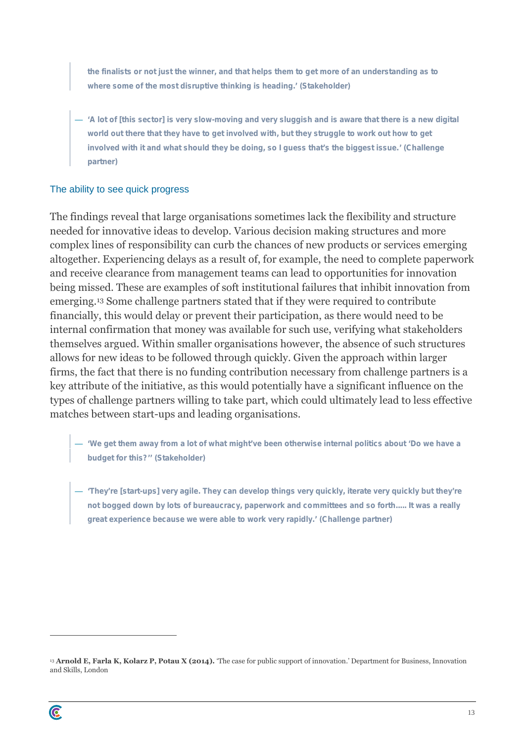> the finalists or not just the winner, and that helps them to get more of an understanding as to where some of the most disruptive thinking is heading.' (Stakeholder)

> — 'A lot of [this sector] is very slow-moving and very sluggish and is aware that there is a new digital world out there that they have to get involved with, but they struggle to work out how to get involved with it and what should they be doing, so I guess that's the biggest issue.' (Challenge partner)

### The ability to see quick progress

The findings reveal that large organisations sometimes lack the flexibility and structure needed for innovative ideas to develop. Various decision making structures and more complex lines of responsibility can curb the chances of new products or services emerging altogether. Experiencing delays as a result of, for example, the need to complete paperwork and receive clearance from management teams can lead to opportunities for innovation being missed. These are examples of soft institutional failures that inhibit innovation from emerging.[13] Some challenge partners stated that if they were required to contribute financially, this would delay or prevent their participation, as there would need to be internal confirmation that money was available for such use, verifying what stakeholders themselves argued. Within smaller organisations however, the absence of such structures allows for new ideas to be followed through quickly. Given the approach within larger firms, the fact that there is no funding contribution necessary from challenge partners is a key attribute of the initiative, as this would potentially have a significant influence on the types of challenge partners willing to take part, which could ultimately lead to less effective matches between start-ups and leading organisations.

> — 'We get them away from a lot of what might've been otherwise internal politics about 'Do we have a budget for this?'' (Stakeholder)

> — 'They're [start-ups] very agile. They can develop things very quickly, iterate very quickly but they're not bogged down by lots of bureaucracy, paperwork and committees and so forth..... It was a really great experience because we were able to work very rapidly.' (Challenge partner)

[13] **Arnold E, Farla K, Kolarz P, Potau X (2014).** 'The case for public support of innovation.' Department for Business, Innovation and Skills, London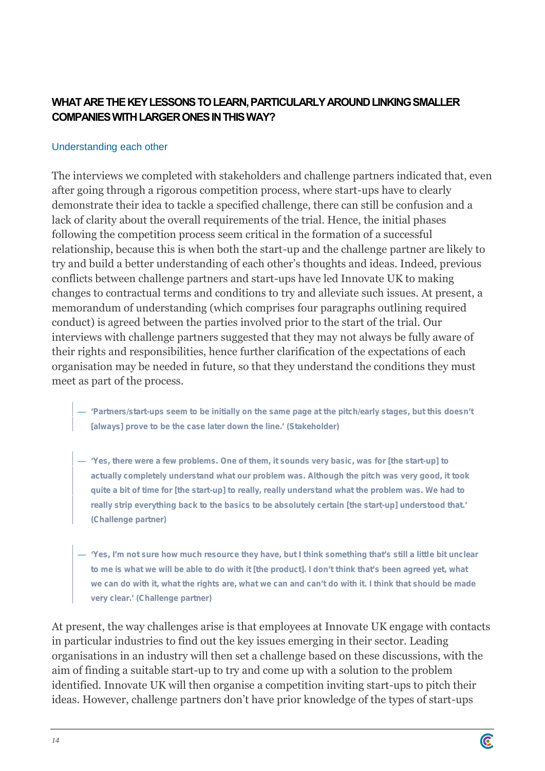## WHAT ARE THE KEY LESSONS TO LEARN, PARTICULARLY AROUND LINKING SMALLER COMPANIES WITH LARGER ONES IN THIS WAY?

### Understanding each other

The interviews we completed with stakeholders and challenge partners indicated that, even after going through a rigorous competition process, where start-ups have to clearly demonstrate their idea to tackle a specified challenge, there can still be confusion and a lack of clarity about the overall requirements of the trial. Hence, the initial phases following the competition process seem critical in the formation of a successful relationship, because this is when both the start-up and the challenge partner are likely to try and build a better understanding of each other's thoughts and ideas. Indeed, previous conflicts between challenge partners and start-ups have led Innovate UK to making changes to contractual terms and conditions to try and alleviate such issues. At present, a memorandum of understanding (which comprises four paragraphs outlining required conduct) is agreed between the parties involved prior to the start of the trial. Our interviews with challenge partners suggested that they may not always be fully aware of their rights and responsibilities, hence further clarification of the expectations of each organisation may be needed in future, so that they understand the conditions they must meet as part of the process.

> — **'Partners/start-ups seem to be initially on the same page at the pitch/early stages, but this doesn't [always] prove to be the case later down the line.' (Stakeholder)**

> — **'Yes, there were a few problems. One of them, it sounds very basic, was for [the start-up] to actually completely understand what our problem was. Although the pitch was very good, it took quite a bit of time for [the start-up] to really, really understand what the problem was. We had to really strip everything back to the basics to be absolutely certain [the start-up] understood that.' (Challenge partner)**

> — **'Yes, I'm not sure how much resource they have, but I think something that's still a little bit unclear to me is what we will be able to do with it [the product]. I don't think that's been agreed yet, what we can do with it, what the rights are, what we can and can't do with it. I think that should be made very clear.' (Challenge partner)**

At present, the way challenges arise is that employees at Innovate UK engage with contacts in particular industries to find out the key issues emerging in their sector. Leading organisations in an industry will then set a challenge based on these discussions, with the aim of finding a suitable start-up to try and come up with a solution to the problem identified. Innovate UK will then organise a competition inviting start-ups to pitch their ideas. However, challenge partners don't have prior knowledge of the types of start-ups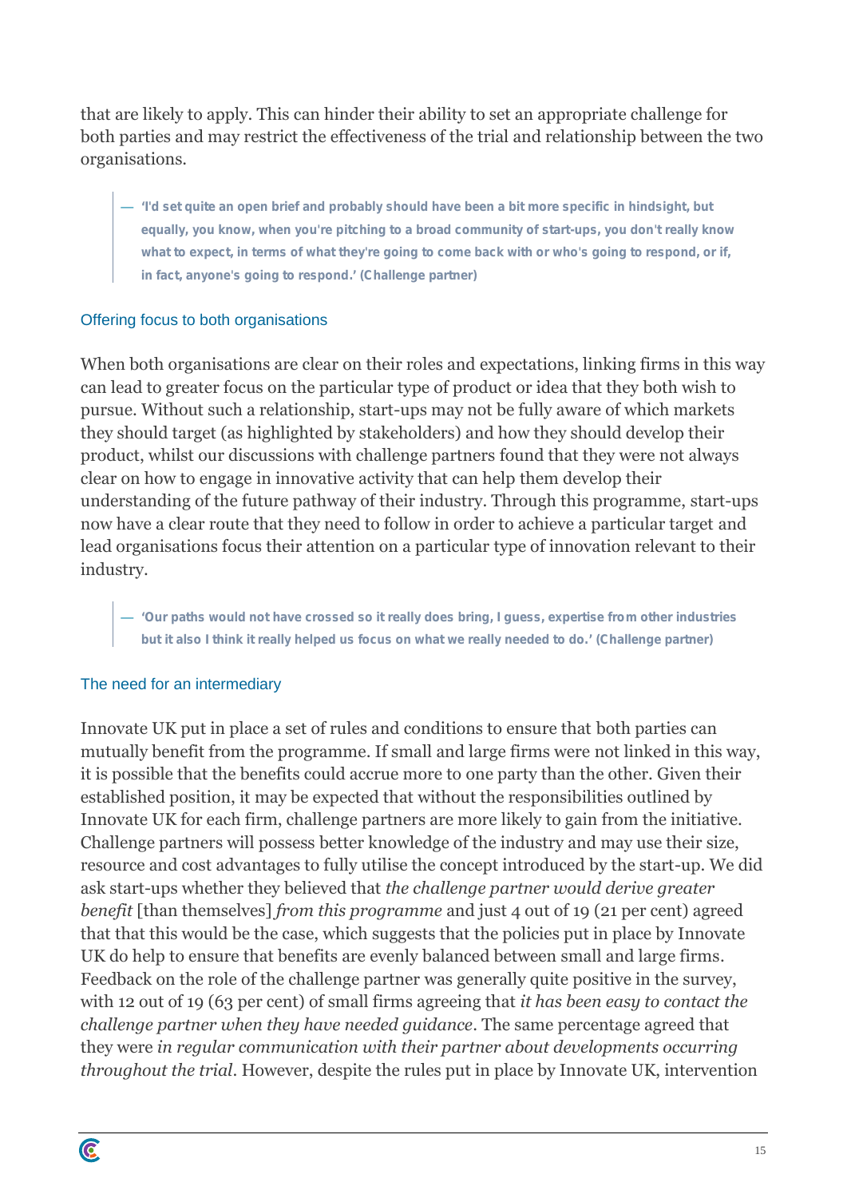that are likely to apply. This can hinder their ability to set an appropriate challenge for both parties and may restrict the effectiveness of the trial and relationship between the two organisations.

> — **'I'd set quite an open brief and probably should have been a bit more specific in hindsight, but equally, you know, when you're pitching to a broad community of start-ups, you don't really know what to expect, in terms of what they're going to come back with or who's going to respond, or if, in fact, anyone's going to respond.' (Challenge partner)**

### Offering focus to both organisations

When both organisations are clear on their roles and expectations, linking firms in this way can lead to greater focus on the particular type of product or idea that they both wish to pursue. Without such a relationship, start-ups may not be fully aware of which markets they should target (as highlighted by stakeholders) and how they should develop their product, whilst our discussions with challenge partners found that they were not always clear on how to engage in innovative activity that can help them develop their understanding of the future pathway of their industry. Through this programme, start-ups now have a clear route that they need to follow in order to achieve a particular target and lead organisations focus their attention on a particular type of innovation relevant to their industry.

> — **'Our paths would not have crossed so it really does bring, I guess, expertise from other industries but it also I think it really helped us focus on what we really needed to do.' (Challenge partner)**

### The need for an intermediary

Innovate UK put in place a set of rules and conditions to ensure that both parties can mutually benefit from the programme. If small and large firms were not linked in this way, it is possible that the benefits could accrue more to one party than the other. Given their established position, it may be expected that without the responsibilities outlined by Innovate UK for each firm, challenge partners are more likely to gain from the initiative. Challenge partners will possess better knowledge of the industry and may use their size, resource and cost advantages to fully utilise the concept introduced by the start-up. We did ask start-ups whether they believed that *the challenge partner would derive greater benefit* [than themselves] *from this programme* and just 4 out of 19 (21 per cent) agreed that that this would be the case, which suggests that the policies put in place by Innovate UK do help to ensure that benefits are evenly balanced between small and large firms. Feedback on the role of the challenge partner was generally quite positive in the survey, with 12 out of 19 (63 per cent) of small firms agreeing that *it has been easy to contact the challenge partner when they have needed guidance*. The same percentage agreed that they were *in regular communication with their partner about developments occurring throughout the trial*. However, despite the rules put in place by Innovate UK, intervention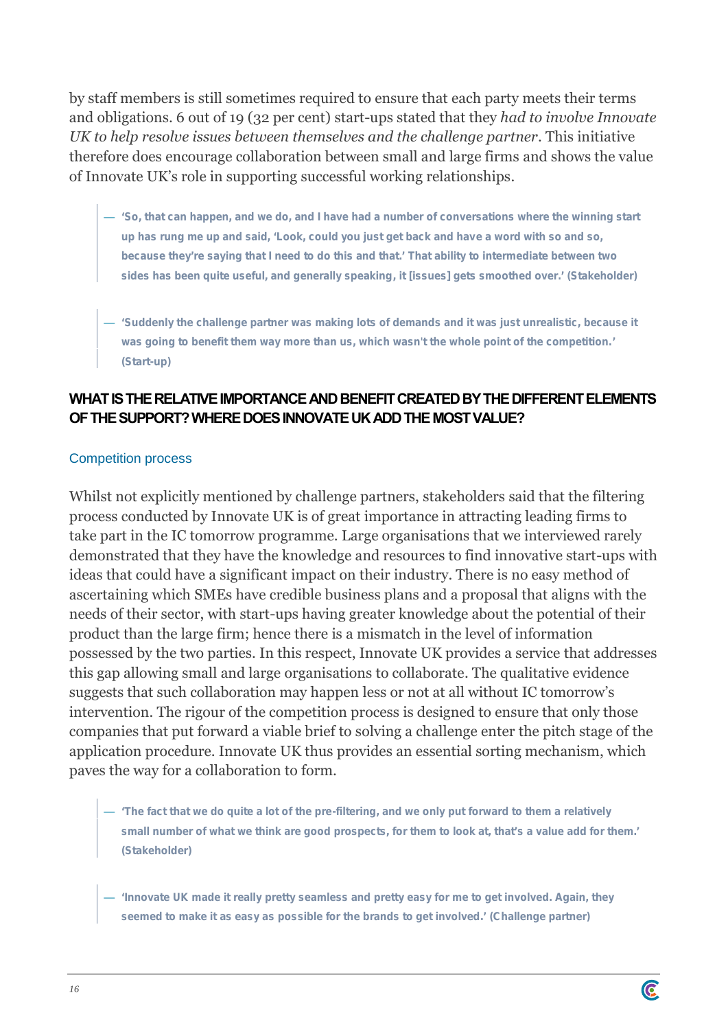by staff members is still sometimes required to ensure that each party meets their terms and obligations. 6 out of 19 (32 per cent) start-ups stated that they *had to involve Innovate UK to help resolve issues between themselves and the challenge partner*. This initiative therefore does encourage collaboration between small and large firms and shows the value of Innovate UK's role in supporting successful working relationships.

> — **'So, that can happen, and we do, and I have had a number of conversations where the winning start up has rung me up and said, 'Look, could you just get back and have a word with so and so, because they're saying that I need to do this and that.' That ability to intermediate between two sides has been quite useful, and generally speaking, it [issues] gets smoothed over.' (Stakeholder)**

> — **'Suddenly the challenge partner was making lots of demands and it was just unrealistic, because it was going to benefit them way more than us, which wasn't the whole point of the competition.' (Start-up)**

## WHAT IS THE RELATIVE IMPORTANCE AND BENEFIT CREATED BY THE DIFFERENT ELEMENTS OF THE SUPPORT? WHERE DOES INNOVATE UK ADD THE MOST VALUE?

### Competition process

Whilst not explicitly mentioned by challenge partners, stakeholders said that the filtering process conducted by Innovate UK is of great importance in attracting leading firms to take part in the IC tomorrow programme. Large organisations that we interviewed rarely demonstrated that they have the knowledge and resources to find innovative start-ups with ideas that could have a significant impact on their industry. There is no easy method of ascertaining which SMEs have credible business plans and a proposal that aligns with the needs of their sector, with start-ups having greater knowledge about the potential of their product than the large firm; hence there is a mismatch in the level of information possessed by the two parties. In this respect, Innovate UK provides a service that addresses this gap allowing small and large organisations to collaborate. The qualitative evidence suggests that such collaboration may happen less or not at all without IC tomorrow's intervention. The rigour of the competition process is designed to ensure that only those companies that put forward a viable brief to solving a challenge enter the pitch stage of the application procedure. Innovate UK thus provides an essential sorting mechanism, which paves the way for a collaboration to form.

> — **'The fact that we do quite a lot of the pre-filtering, and we only put forward to them a relatively small number of what we think are good prospects, for them to look at, that's a value add for them.' (Stakeholder)**

> — **'Innovate UK made it really pretty seamless and pretty easy for me to get involved. Again, they seemed to make it as easy as possible for the brands to get involved.' (Challenge partner)**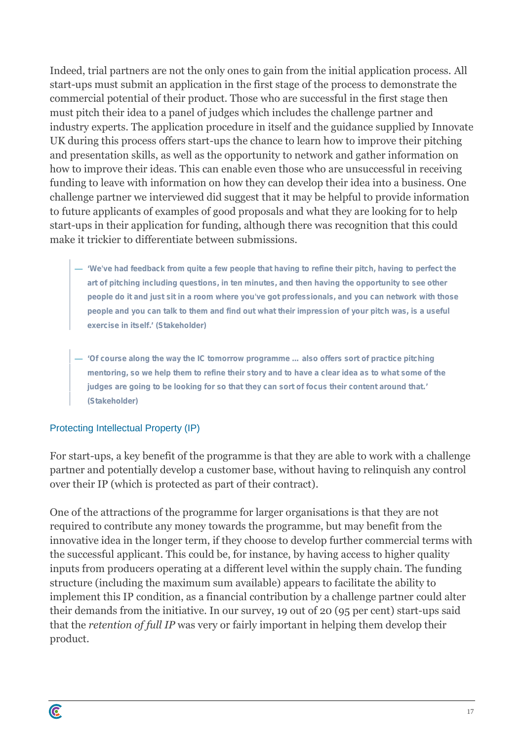Indeed, trial partners are not the only ones to gain from the initial application process. All start-ups must submit an application in the first stage of the process to demonstrate the commercial potential of their product. Those who are successful in the first stage then must pitch their idea to a panel of judges which includes the challenge partner and industry experts. The application procedure in itself and the guidance supplied by Innovate UK during this process offers start-ups the chance to learn how to improve their pitching and presentation skills, as well as the opportunity to network and gather information on how to improve their ideas. This can enable even those who are unsuccessful in receiving funding to leave with information on how they can develop their idea into a business. One challenge partner we interviewed did suggest that it may be helpful to provide information to future applicants of examples of good proposals and what they are looking for to help start-ups in their application for funding, although there was recognition that this could make it trickier to differentiate between submissions.

> — **'We've had feedback from quite a few people that having to refine their pitch, having to perfect the art of pitching including questions, in ten minutes, and then having the opportunity to see other people do it and just sit in a room where you've got professionals, and you can network with those people and you can talk to them and find out what their impression of your pitch was, is a useful exercise in itself.' (Stakeholder)**

> — **'Of course along the way the IC tomorrow programme … also offers sort of practice pitching mentoring, so we help them to refine their story and to have a clear idea as to what some of the judges are going to be looking for so that they can sort of focus their content around that.' (Stakeholder)**

### Protecting Intellectual Property (IP)

For start-ups, a key benefit of the programme is that they are able to work with a challenge partner and potentially develop a customer base, without having to relinquish any control over their IP (which is protected as part of their contract).

One of the attractions of the programme for larger organisations is that they are not required to contribute any money towards the programme, but may benefit from the innovative idea in the longer term, if they choose to develop further commercial terms with the successful applicant. This could be, for instance, by having access to higher quality inputs from producers operating at a different level within the supply chain. The funding structure (including the maximum sum available) appears to facilitate the ability to implement this IP condition, as a financial contribution by a challenge partner could alter their demands from the initiative. In our survey, 19 out of 20 (95 per cent) start-ups said that the *retention of full IP* was very or fairly important in helping them develop their product.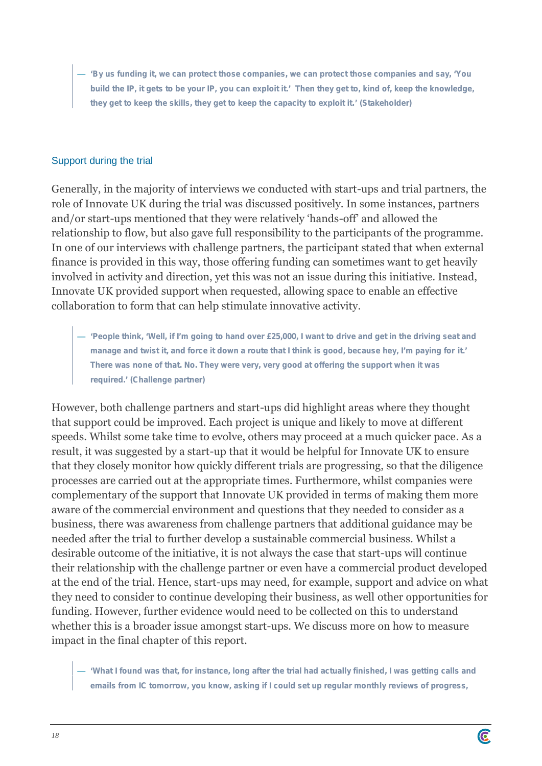> — **'By us funding it, we can protect those companies, we can protect those companies and say, 'You build the IP, it gets to be your IP, you can exploit it.' Then they get to, kind of, keep the knowledge, they get to keep the skills, they get to keep the capacity to exploit it.' (Stakeholder)**

### Support during the trial

Generally, in the majority of interviews we conducted with start-ups and trial partners, the role of Innovate UK during the trial was discussed positively. In some instances, partners and/or start-ups mentioned that they were relatively 'hands-off' and allowed the relationship to flow, but also gave full responsibility to the participants of the programme. In one of our interviews with challenge partners, the participant stated that when external finance is provided in this way, those offering funding can sometimes want to get heavily involved in activity and direction, yet this was not an issue during this initiative. Instead, Innovate UK provided support when requested, allowing space to enable an effective collaboration to form that can help stimulate innovative activity.

> — **'People think, 'Well, if I'm going to hand over £25,000, I want to drive and get in the driving seat and manage and twist it, and force it down a route that I think is good, because hey, I'm paying for it.' There was none of that. No. They were very, very good at offering the support when it was required.' (Challenge partner)**

However, both challenge partners and start-ups did highlight areas where they thought that support could be improved. Each project is unique and likely to move at different speeds. Whilst some take time to evolve, others may proceed at a much quicker pace. As a result, it was suggested by a start-up that it would be helpful for Innovate UK to ensure that they closely monitor how quickly different trials are progressing, so that the diligence processes are carried out at the appropriate times. Furthermore, whilst companies were complementary of the support that Innovate UK provided in terms of making them more aware of the commercial environment and questions that they needed to consider as a business, there was awareness from challenge partners that additional guidance may be needed after the trial to further develop a sustainable commercial business. Whilst a desirable outcome of the initiative, it is not always the case that start-ups will continue their relationship with the challenge partner or even have a commercial product developed at the end of the trial. Hence, start-ups may need, for example, support and advice on what they need to consider to continue developing their business, as well other opportunities for funding. However, further evidence would need to be collected on this to understand whether this is a broader issue amongst start-ups. We discuss more on how to measure impact in the final chapter of this report.

> — **'What I found was that, for instance, long after the trial had actually finished, I was getting calls and emails from IC tomorrow, you know, asking if I could set up regular monthly reviews of progress,**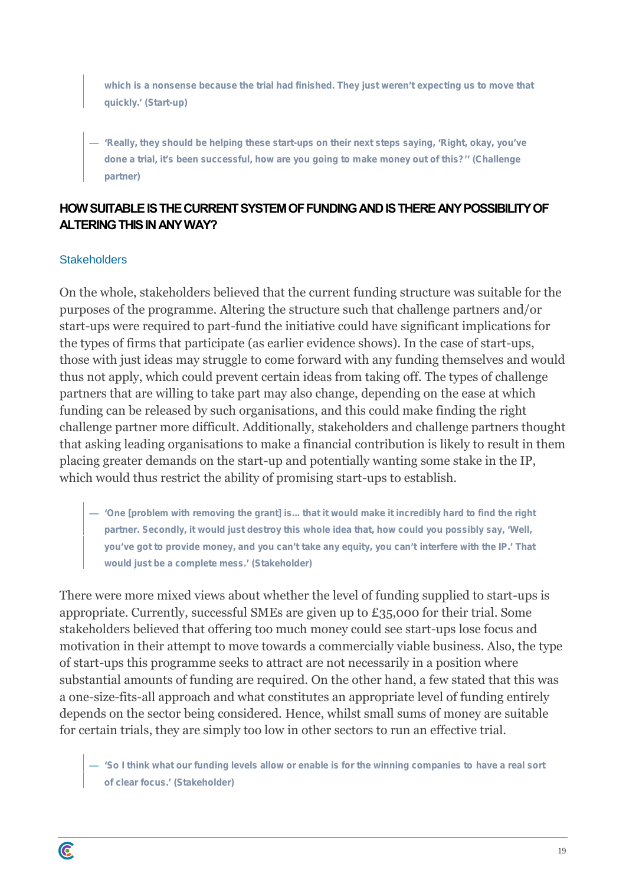which is a nonsense because the trial had finished. They just weren't expecting us to move that quickly.' (Start-up)

— 'Really, they should be helping these start-ups on their next steps saying, 'Right, okay, you've done a trial, it's been successful, how are you going to make money out of this?'' (Challenge partner)

## HOW SUITABLE IS THE CURRENT SYSTEM OF FUNDING AND IS THERE ANY POSSIBILITY OF ALTERING THIS IN ANY WAY?

### Stakeholders

On the whole, stakeholders believed that the current funding structure was suitable for the purposes of the programme. Altering the structure such that challenge partners and/or start-ups were required to part-fund the initiative could have significant implications for the types of firms that participate (as earlier evidence shows). In the case of start-ups, those with just ideas may struggle to come forward with any funding themselves and would thus not apply, which could prevent certain ideas from taking off. The types of challenge partners that are willing to take part may also change, depending on the ease at which funding can be released by such organisations, and this could make finding the right challenge partner more difficult. Additionally, stakeholders and challenge partners thought that asking leading organisations to make a financial contribution is likely to result in them placing greater demands on the start-up and potentially wanting some stake in the IP, which would thus restrict the ability of promising start-ups to establish.

— 'One [problem with removing the grant] is… that it would make it incredibly hard to find the right partner. Secondly, it would just destroy this whole idea that, how could you possibly say, 'Well, you've got to provide money, and you can't take any equity, you can't interfere with the IP.' That would just be a complete mess.' (Stakeholder)

There were more mixed views about whether the level of funding supplied to start-ups is appropriate. Currently, successful SMEs are given up to £35,000 for their trial. Some stakeholders believed that offering too much money could see start-ups lose focus and motivation in their attempt to move towards a commercially viable business. Also, the type of start-ups this programme seeks to attract are not necessarily in a position where substantial amounts of funding are required. On the other hand, a few stated that this was a one-size-fits-all approach and what constitutes an appropriate level of funding entirely depends on the sector being considered. Hence, whilst small sums of money are suitable for certain trials, they are simply too low in other sectors to run an effective trial.

— 'So I think what our funding levels allow or enable is for the winning companies to have a real sort of clear focus.' (Stakeholder)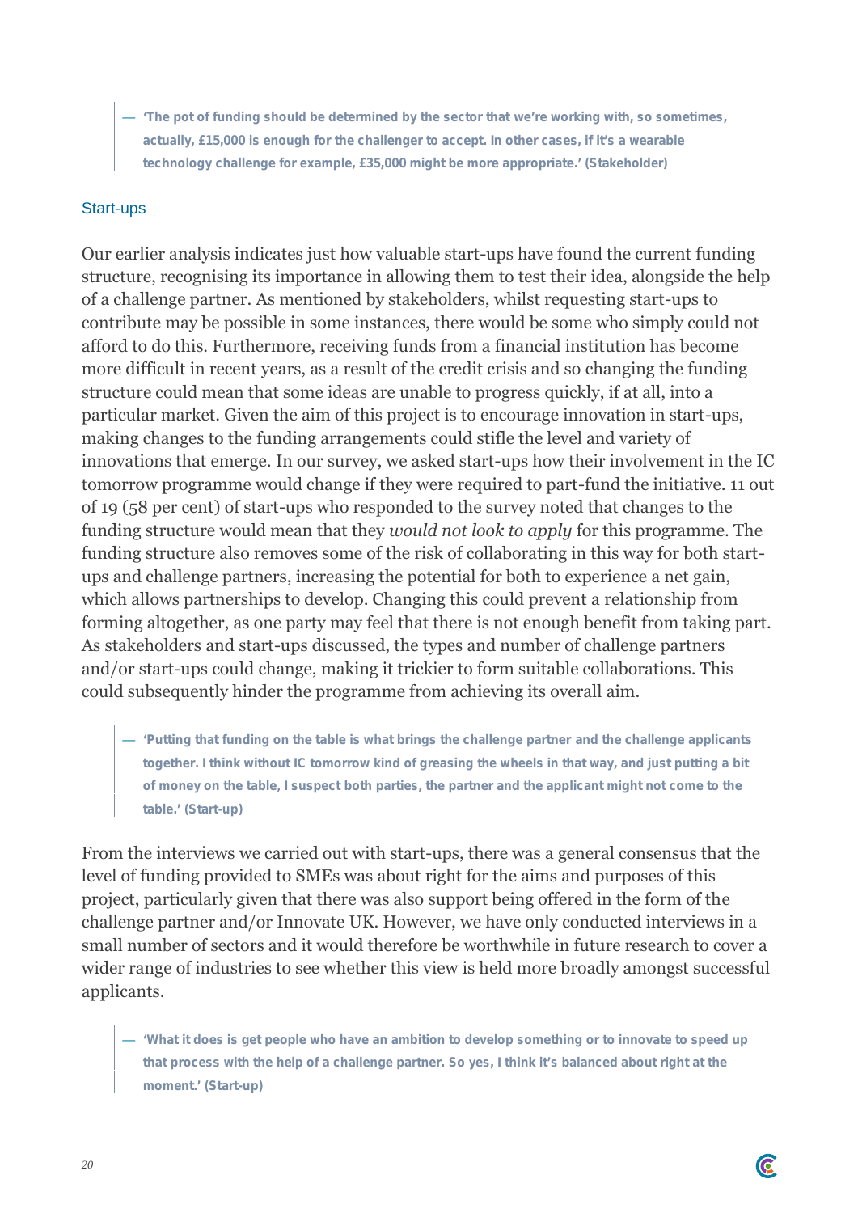> — **'The pot of funding should be determined by the sector that we're working with, so sometimes, actually, £15,000 is enough for the challenger to accept. In other cases, if it's a wearable technology challenge for example, £35,000 might be more appropriate.' (Stakeholder)**

### Start-ups

Our earlier analysis indicates just how valuable start-ups have found the current funding structure, recognising its importance in allowing them to test their idea, alongside the help of a challenge partner. As mentioned by stakeholders, whilst requesting start-ups to contribute may be possible in some instances, there would be some who simply could not afford to do this. Furthermore, receiving funds from a financial institution has become more difficult in recent years, as a result of the credit crisis and so changing the funding structure could mean that some ideas are unable to progress quickly, if at all, into a particular market. Given the aim of this project is to encourage innovation in start-ups, making changes to the funding arrangements could stifle the level and variety of innovations that emerge. In our survey, we asked start-ups how their involvement in the IC tomorrow programme would change if they were required to part-fund the initiative. 11 out of 19 (58 per cent) of start-ups who responded to the survey noted that changes to the funding structure would mean that they *would not look to apply* for this programme. The funding structure also removes some of the risk of collaborating in this way for both start-ups and challenge partners, increasing the potential for both to experience a net gain, which allows partnerships to develop. Changing this could prevent a relationship from forming altogether, as one party may feel that there is not enough benefit from taking part. As stakeholders and start-ups discussed, the types and number of challenge partners and/or start-ups could change, making it trickier to form suitable collaborations. This could subsequently hinder the programme from achieving its overall aim.

> — **'Putting that funding on the table is what brings the challenge partner and the challenge applicants together. I think without IC tomorrow kind of greasing the wheels in that way, and just putting a bit of money on the table, I suspect both parties, the partner and the applicant might not come to the table.' (Start-up)**

From the interviews we carried out with start-ups, there was a general consensus that the level of funding provided to SMEs was about right for the aims and purposes of this project, particularly given that there was also support being offered in the form of the challenge partner and/or Innovate UK. However, we have only conducted interviews in a small number of sectors and it would therefore be worthwhile in future research to cover a wider range of industries to see whether this view is held more broadly amongst successful applicants.

> — **'What it does is get people who have an ambition to develop something or to innovate to speed up that process with the help of a challenge partner. So yes, I think it's balanced about right at the moment.' (Start-up)**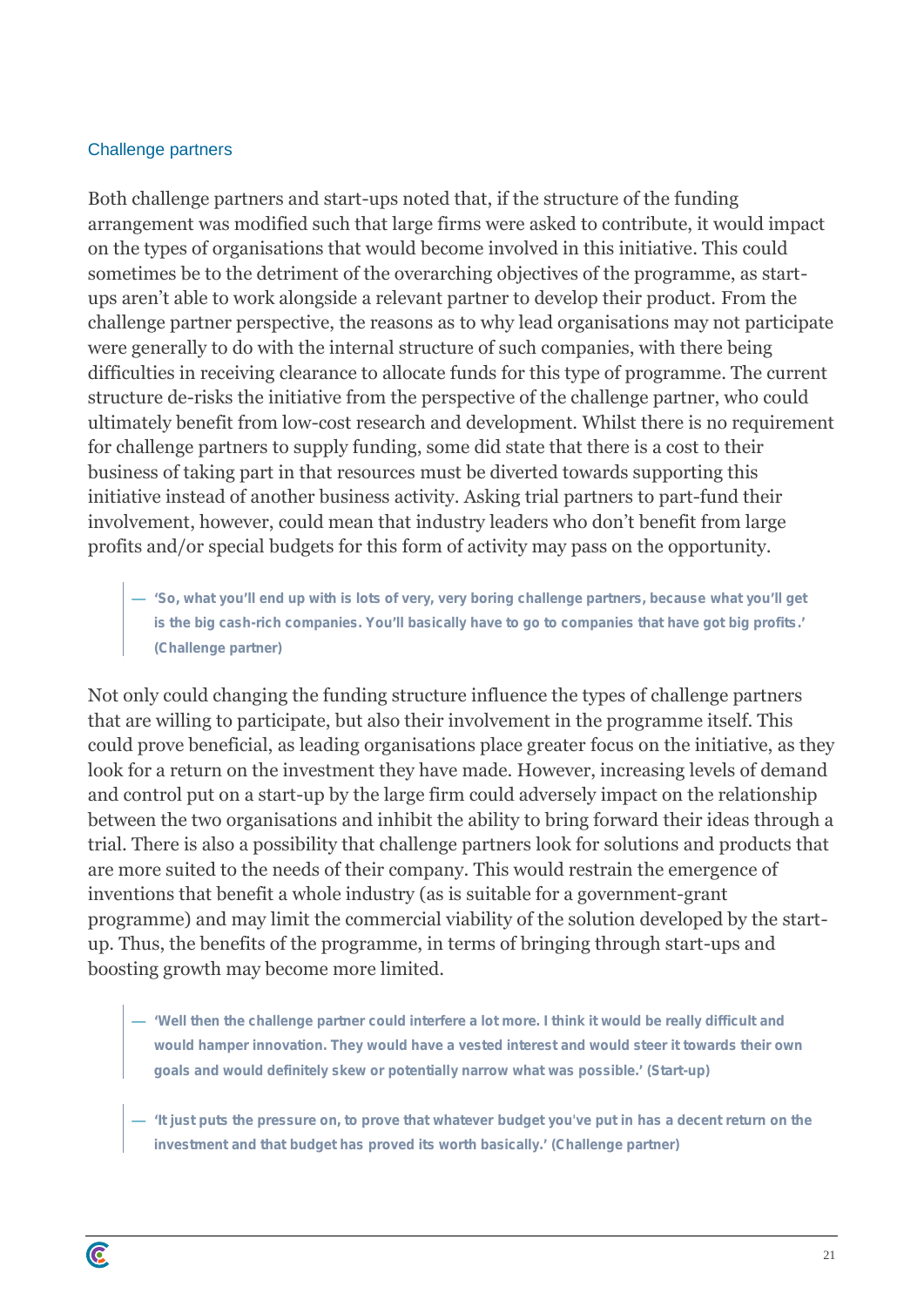### Challenge partners

Both challenge partners and start-ups noted that, if the structure of the funding arrangement was modified such that large firms were asked to contribute, it would impact on the types of organisations that would become involved in this initiative. This could sometimes be to the detriment of the overarching objectives of the programme, as start-ups aren't able to work alongside a relevant partner to develop their product. From the challenge partner perspective, the reasons as to why lead organisations may not participate were generally to do with the internal structure of such companies, with there being difficulties in receiving clearance to allocate funds for this type of programme. The current structure de-risks the initiative from the perspective of the challenge partner, who could ultimately benefit from low-cost research and development. Whilst there is no requirement for challenge partners to supply funding, some did state that there is a cost to their business of taking part in that resources must be diverted towards supporting this initiative instead of another business activity. Asking trial partners to part-fund their involvement, however, could mean that industry leaders who don't benefit from large profits and/or special budgets for this form of activity may pass on the opportunity.

> — **'So, what you'll end up with is lots of very, very boring challenge partners, because what you'll get is the big cash-rich companies. You'll basically have to go to companies that have got big profits.' (Challenge partner)**

Not only could changing the funding structure influence the types of challenge partners that are willing to participate, but also their involvement in the programme itself. This could prove beneficial, as leading organisations place greater focus on the initiative, as they look for a return on the investment they have made. However, increasing levels of demand and control put on a start-up by the large firm could adversely impact on the relationship between the two organisations and inhibit the ability to bring forward their ideas through a trial. There is also a possibility that challenge partners look for solutions and products that are more suited to the needs of their company. This would restrain the emergence of inventions that benefit a whole industry (as is suitable for a government-grant programme) and may limit the commercial viability of the solution developed by the start-up. Thus, the benefits of the programme, in terms of bringing through start-ups and boosting growth may become more limited.

> — **'Well then the challenge partner could interfere a lot more. I think it would be really difficult and would hamper innovation. They would have a vested interest and would steer it towards their own goals and would definitely skew or potentially narrow what was possible.' (Start-up)**

> — **'It just puts the pressure on, to prove that whatever budget you've put in has a decent return on the investment and that budget has proved its worth basically.' (Challenge partner)**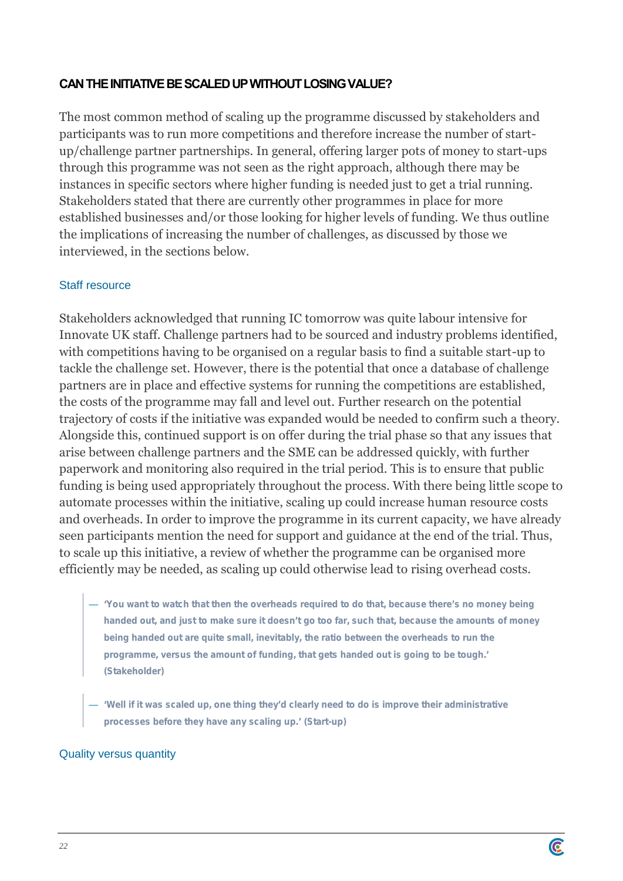## CAN THE INITIATIVE BE SCALED UP WITHOUT LOSING VALUE?

The most common method of scaling up the programme discussed by stakeholders and participants was to run more competitions and therefore increase the number of start-up/challenge partner partnerships. In general, offering larger pots of money to start-ups through this programme was not seen as the right approach, although there may be instances in specific sectors where higher funding is needed just to get a trial running. Stakeholders stated that there are currently other programmes in place for more established businesses and/or those looking for higher levels of funding. We thus outline the implications of increasing the number of challenges, as discussed by those we interviewed, in the sections below.

### Staff resource

Stakeholders acknowledged that running IC tomorrow was quite labour intensive for Innovate UK staff. Challenge partners had to be sourced and industry problems identified, with competitions having to be organised on a regular basis to find a suitable start-up to tackle the challenge set. However, there is the potential that once a database of challenge partners are in place and effective systems for running the competitions are established, the costs of the programme may fall and level out. Further research on the potential trajectory of costs if the initiative was expanded would be needed to confirm such a theory. Alongside this, continued support is on offer during the trial phase so that any issues that arise between challenge partners and the SME can be addressed quickly, with further paperwork and monitoring also required in the trial period. This is to ensure that public funding is being used appropriately throughout the process. With there being little scope to automate processes within the initiative, scaling up could increase human resource costs and overheads. In order to improve the programme in its current capacity, we have already seen participants mention the need for support and guidance at the end of the trial. Thus, to scale up this initiative, a review of whether the programme can be organised more efficiently may be needed, as scaling up could otherwise lead to rising overhead costs.

> — **'You want to watch that then the overheads required to do that, because there's no money being handed out, and just to make sure it doesn't go too far, such that, because the amounts of money being handed out are quite small, inevitably, the ratio between the overheads to run the programme, versus the amount of funding, that gets handed out is going to be tough.' (Stakeholder)**

> — **'Well if it was scaled up, one thing they'd clearly need to do is improve their administrative processes before they have any scaling up.' (Start-up)**

### Quality versus quantity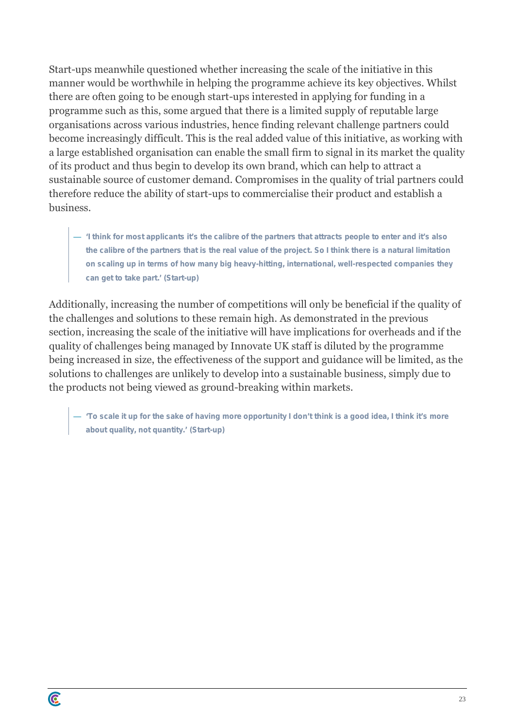Start-ups meanwhile questioned whether increasing the scale of the initiative in this manner would be worthwhile in helping the programme achieve its key objectives. Whilst there are often going to be enough start-ups interested in applying for funding in a programme such as this, some argued that there is a limited supply of reputable large organisations across various industries, hence finding relevant challenge partners could become increasingly difficult. This is the real added value of this initiative, as working with a large established organisation can enable the small firm to signal in its market the quality of its product and thus begin to develop its own brand, which can help to attract a sustainable source of customer demand. Compromises in the quality of trial partners could therefore reduce the ability of start-ups to commercialise their product and establish a business.

> **— 'I think for most applicants it's the calibre of the partners that attracts people to enter and it's also the calibre of the partners that is the real value of the project. So I think there is a natural limitation on scaling up in terms of how many big heavy-hitting, international, well-respected companies they can get to take part.' (Start-up)**

Additionally, increasing the number of competitions will only be beneficial if the quality of the challenges and solutions to these remain high. As demonstrated in the previous section, increasing the scale of the initiative will have implications for overheads and if the quality of challenges being managed by Innovate UK staff is diluted by the programme being increased in size, the effectiveness of the support and guidance will be limited, as the solutions to challenges are unlikely to develop into a sustainable business, simply due to the products not being viewed as ground-breaking within markets.

> **— 'To scale it up for the sake of having more opportunity I don't think is a good idea, I think it's more about quality, not quantity.' (Start-up)**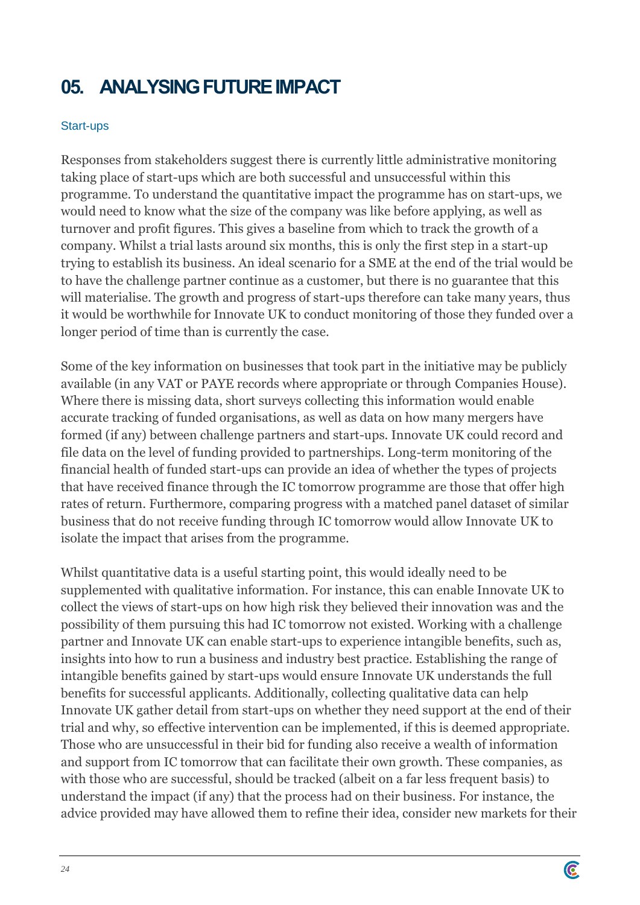# 05. ANALYSING FUTURE IMPACT

## Start-ups

Responses from stakeholders suggest there is currently little administrative monitoring taking place of start-ups which are both successful and unsuccessful within this programme. To understand the quantitative impact the programme has on start-ups, we would need to know what the size of the company was like before applying, as well as turnover and profit figures. This gives a baseline from which to track the growth of a company. Whilst a trial lasts around six months, this is only the first step in a start-up trying to establish its business. An ideal scenario for a SME at the end of the trial would be to have the challenge partner continue as a customer, but there is no guarantee that this will materialise. The growth and progress of start-ups therefore can take many years, thus it would be worthwhile for Innovate UK to conduct monitoring of those they funded over a longer period of time than is currently the case.

Some of the key information on businesses that took part in the initiative may be publicly available (in any VAT or PAYE records where appropriate or through Companies House). Where there is missing data, short surveys collecting this information would enable accurate tracking of funded organisations, as well as data on how many mergers have formed (if any) between challenge partners and start-ups. Innovate UK could record and file data on the level of funding provided to partnerships. Long-term monitoring of the financial health of funded start-ups can provide an idea of whether the types of projects that have received finance through the IC tomorrow programme are those that offer high rates of return. Furthermore, comparing progress with a matched panel dataset of similar business that do not receive funding through IC tomorrow would allow Innovate UK to isolate the impact that arises from the programme.

Whilst quantitative data is a useful starting point, this would ideally need to be supplemented with qualitative information. For instance, this can enable Innovate UK to collect the views of start-ups on how high risk they believed their innovation was and the possibility of them pursuing this had IC tomorrow not existed. Working with a challenge partner and Innovate UK can enable start-ups to experience intangible benefits, such as, insights into how to run a business and industry best practice. Establishing the range of intangible benefits gained by start-ups would ensure Innovate UK understands the full benefits for successful applicants. Additionally, collecting qualitative data can help Innovate UK gather detail from start-ups on whether they need support at the end of their trial and why, so effective intervention can be implemented, if this is deemed appropriate. Those who are unsuccessful in their bid for funding also receive a wealth of information and support from IC tomorrow that can facilitate their own growth. These companies, as with those who are successful, should be tracked (albeit on a far less frequent basis) to understand the impact (if any) that the process had on their business. For instance, the advice provided may have allowed them to refine their idea, consider new markets for their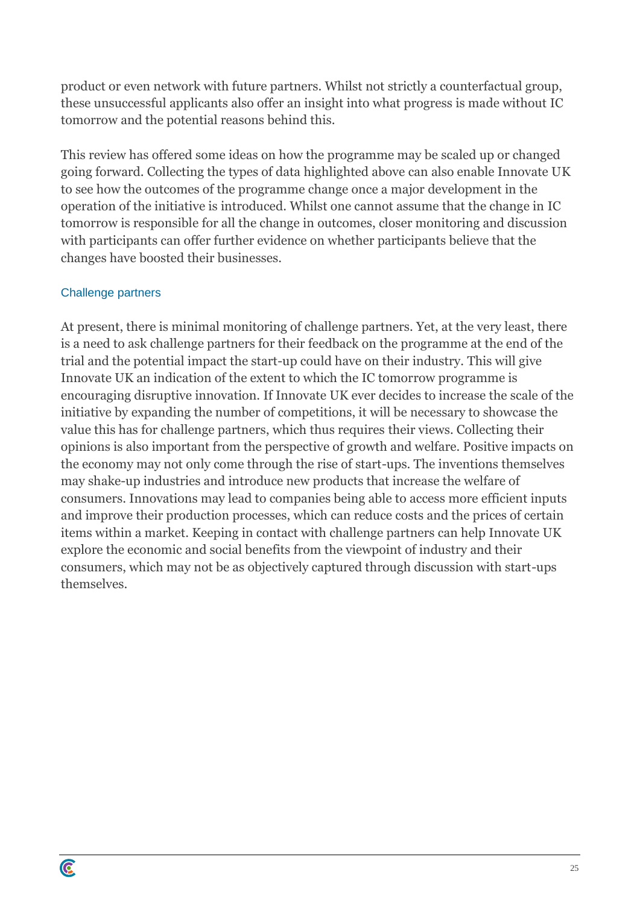product or even network with future partners. Whilst not strictly a counterfactual group, these unsuccessful applicants also offer an insight into what progress is made without IC tomorrow and the potential reasons behind this.

This review has offered some ideas on how the programme may be scaled up or changed going forward. Collecting the types of data highlighted above can also enable Innovate UK to see how the outcomes of the programme change once a major development in the operation of the initiative is introduced. Whilst one cannot assume that the change in IC tomorrow is responsible for all the change in outcomes, closer monitoring and discussion with participants can offer further evidence on whether participants believe that the changes have boosted their businesses.

### Challenge partners

At present, there is minimal monitoring of challenge partners. Yet, at the very least, there is a need to ask challenge partners for their feedback on the programme at the end of the trial and the potential impact the start-up could have on their industry. This will give Innovate UK an indication of the extent to which the IC tomorrow programme is encouraging disruptive innovation. If Innovate UK ever decides to increase the scale of the initiative by expanding the number of competitions, it will be necessary to showcase the value this has for challenge partners, which thus requires their views. Collecting their opinions is also important from the perspective of growth and welfare. Positive impacts on the economy may not only come through the rise of start-ups. The inventions themselves may shake-up industries and introduce new products that increase the welfare of consumers. Innovations may lead to companies being able to access more efficient inputs and improve their production processes, which can reduce costs and the prices of certain items within a market. Keeping in contact with challenge partners can help Innovate UK explore the economic and social benefits from the viewpoint of industry and their consumers, which may not be as objectively captured through discussion with start-ups themselves.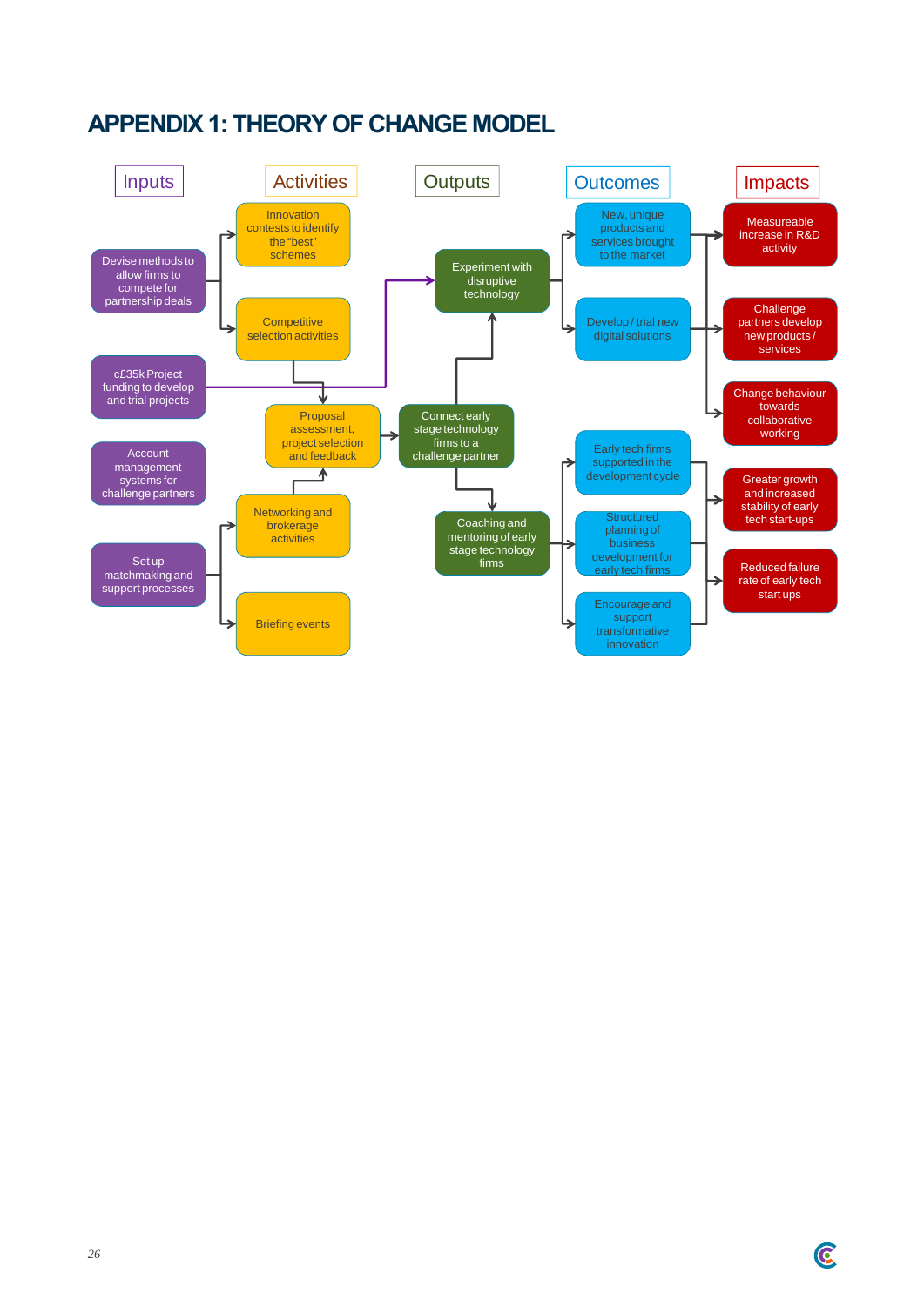# APPENDIX 1: THEORY OF CHANGE MODEL

**Inputs**

- Devise methods to allow firms to compete for partnership deals
- c£35k Project funding to develop and trial projects
- Account management systems for challenge partners
- Set up matchmaking and support processes

**Activities**

- Innovation contests to identify the "best" schemes
- Competitive selection activities
- Proposal assessment, project selection and feedback
- Networking and brokerage activities
- Briefing events

**Outputs**

- Experiment with disruptive technology
- Connect early stage technology firms to a challenge partner
- Coaching and mentoring of early stage technology firms

**Outcomes**

- New, unique products and services brought to the market
- Develop / trial new digital solutions
- Early tech firms supported in the development cycle
- Structured planning of business development for early tech firms
- Encourage and support transformative innovation

**Impacts**

- Measureable increase in R&D activity
- Challenge partners develop new products / services
- Change behaviour towards collaborative working
- Greater growth and increased stability of early tech start-ups
- Reduced failure rate of early tech start ups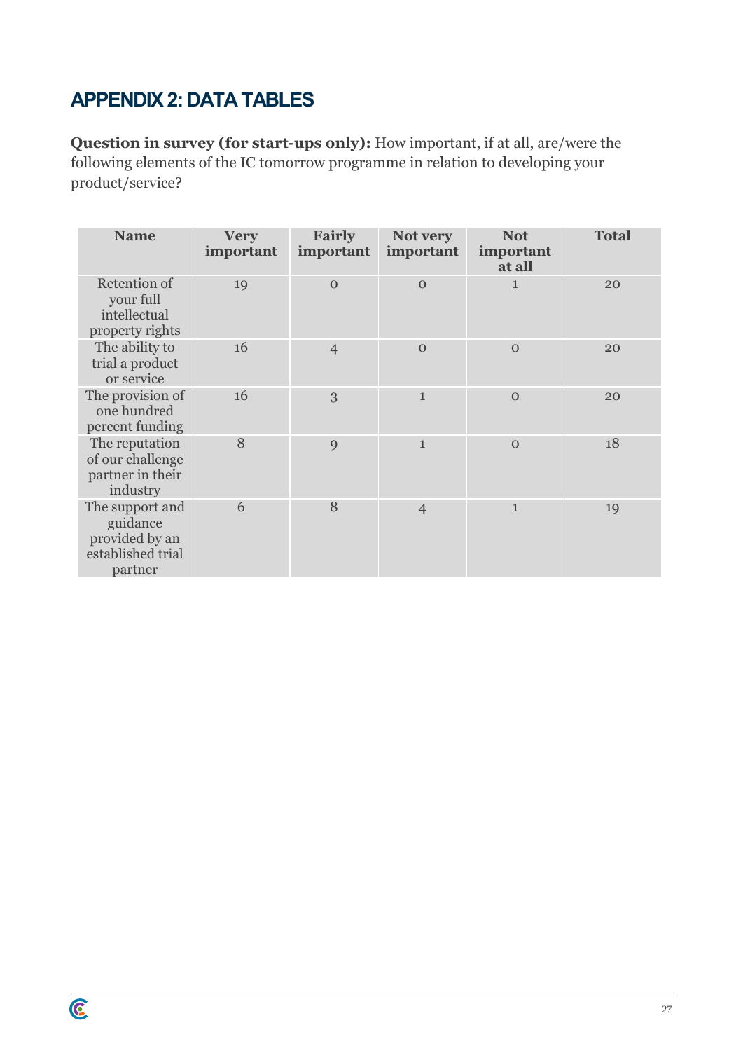# APPENDIX 2: DATA TABLES

**Question in survey (for start-ups only):** How important, if at all, are/were the following elements of the IC tomorrow programme in relation to developing your product/service?

| Name | Very important | Fairly important | Not very important | Not important at all | Total |
|---|---|---|---|---|---|
| Retention of your full intellectual property rights | 19 | 0 | 0 | 1 | 20 |
| The ability to trial a product or service | 16 | 4 | 0 | 0 | 20 |
| The provision of one hundred percent funding | 16 | 3 | 1 | 0 | 20 |
| The reputation of our challenge partner in their industry | 8 | 9 | 1 | 0 | 18 |
| The support and guidance provided by an established trial partner | 6 | 8 | 4 | 1 | 19 |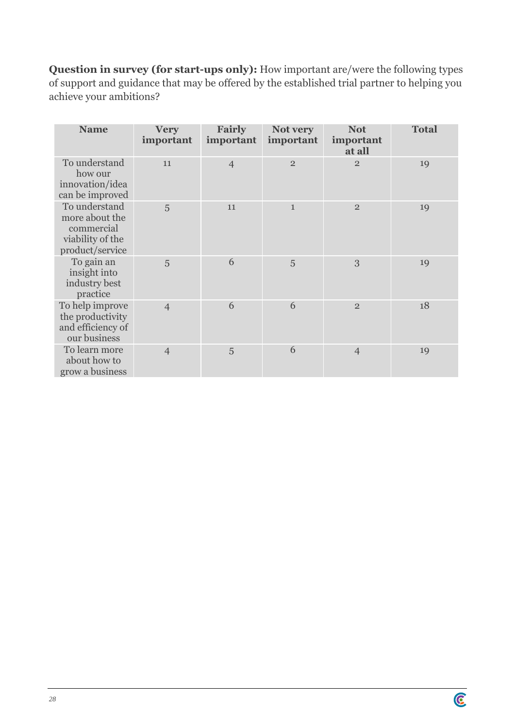**Question in survey (for start-ups only):** How important are/were the following types of support and guidance that may be offered by the established trial partner to helping you achieve your ambitions?

| Name | Very important | Fairly important | Not very important | Not important at all | Total |
|---|---|---|---|---|---|
| To understand how our innovation/idea can be improved | 11 | 4 | 2 | 2 | 19 |
| To understand more about the commercial viability of the product/service | 5 | 11 | 1 | 2 | 19 |
| To gain an insight into industry best practice | 5 | 6 | 5 | 3 | 19 |
| To help improve the productivity and efficiency of our business | 4 | 6 | 6 | 2 | 18 |
| To learn more about how to grow a business | 4 | 5 | 6 | 4 | 19 |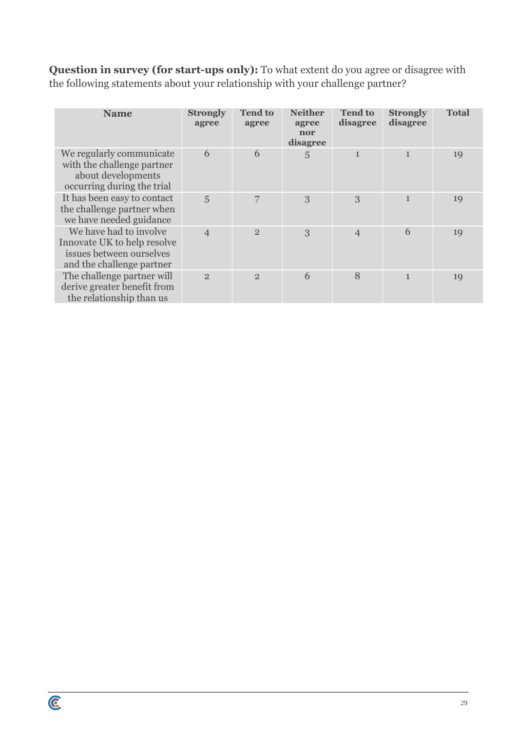**Question in survey (for start-ups only):** To what extent do you agree or disagree with the following statements about your relationship with your challenge partner?

| Name | Strongly agree | Tend to agree | Neither agree nor disagree | Tend to disagree | Strongly disagree | Total |
|---|---|---|---|---|---|---|
| We regularly communicate with the challenge partner about developments occurring during the trial | 6 | 6 | 5 | 1 | 1 | 19 |
| It has been easy to contact the challenge partner when we have needed guidance | 5 | 7 | 3 | 3 | 1 | 19 |
| We have had to involve Innovate UK to help resolve issues between ourselves and the challenge partner | 4 | 2 | 3 | 4 | 6 | 19 |
| The challenge partner will derive greater benefit from the relationship than us | 2 | 2 | 6 | 8 | 1 | 19 |